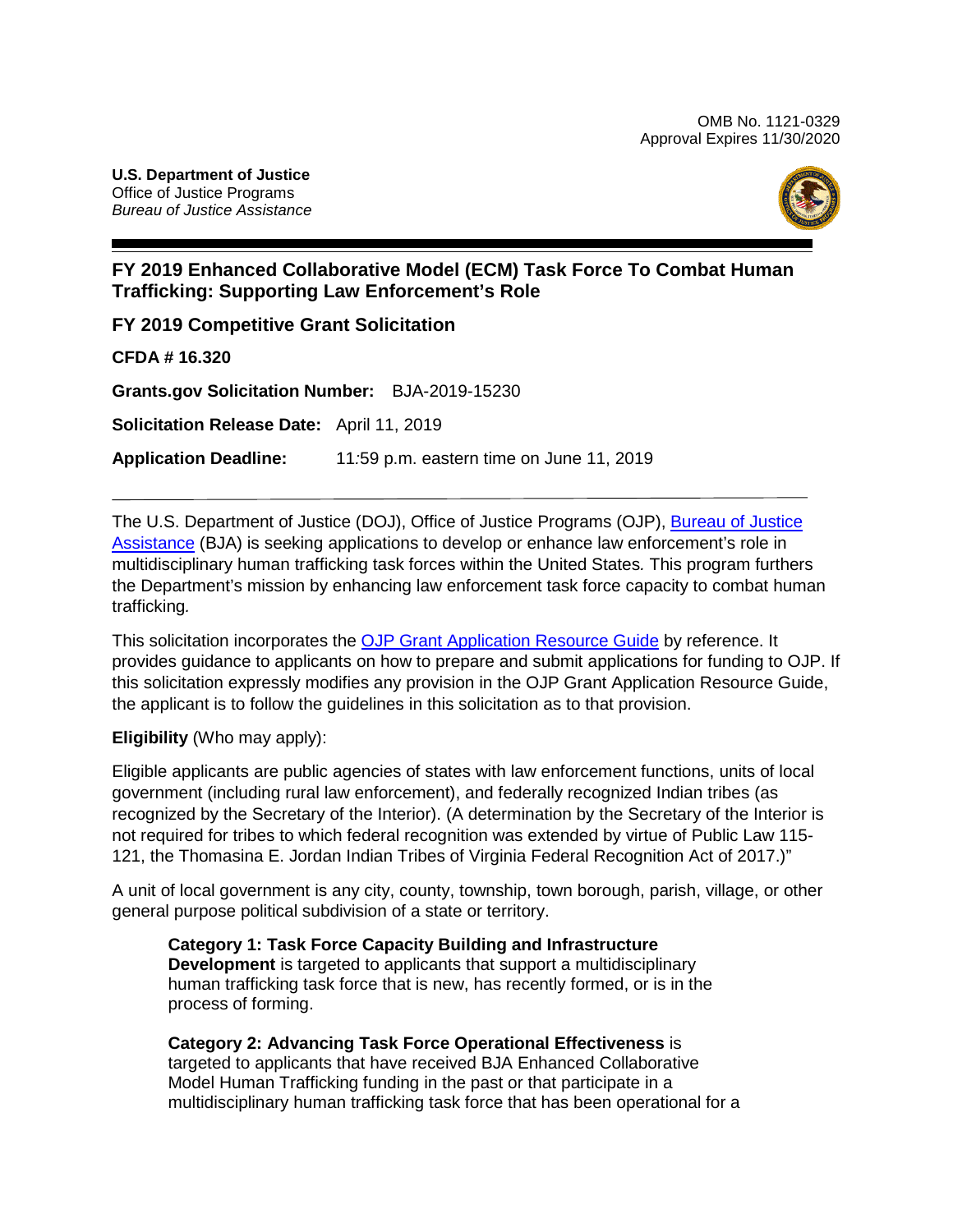OMB No. 1121-0329
Approval Expires 11/30/2020

**U.S. Department of Justice**
Office of Justice Programs
*Bureau of Justice Assistance*

# FY 2019 Enhanced Collaborative Model (ECM) Task Force To Combat Human Trafficking: Supporting Law Enforcement's Role

## FY 2019 Competitive Grant Solicitation

**CFDA # 16.320**

**Grants.gov Solicitation Number:** BJA-2019-15230

**Solicitation Release Date:** April 11, 2019

**Application Deadline:** 11:59 p.m. eastern time on June 11, 2019

---

The U.S. Department of Justice (DOJ), Office of Justice Programs (OJP), Bureau of Justice Assistance (BJA) is seeking applications to develop or enhance law enforcement's role in multidisciplinary human trafficking task forces within the United States. This program furthers the Department's mission by enhancing law enforcement task force capacity to combat human trafficking.

This solicitation incorporates the OJP Grant Application Resource Guide by reference. It provides guidance to applicants on how to prepare and submit applications for funding to OJP. If this solicitation expressly modifies any provision in the OJP Grant Application Resource Guide, the applicant is to follow the guidelines in this solicitation as to that provision.

**Eligibility** (Who may apply):

Eligible applicants are public agencies of states with law enforcement functions, units of local government (including rural law enforcement), and federally recognized Indian tribes (as recognized by the Secretary of the Interior). (A determination by the Secretary of the Interior is not required for tribes to which federal recognition was extended by virtue of Public Law 115-121, the Thomasina E. Jordan Indian Tribes of Virginia Federal Recognition Act of 2017.)"

A unit of local government is any city, county, township, town borough, parish, village, or other general purpose political subdivision of a state or territory.

> **Category 1: Task Force Capacity Building and Infrastructure Development** is targeted to applicants that support a multidisciplinary human trafficking task force that is new, has recently formed, or is in the process of forming.
>
> **Category 2: Advancing Task Force Operational Effectiveness** is targeted to applicants that have received BJA Enhanced Collaborative Model Human Trafficking funding in the past or that participate in a multidisciplinary human trafficking task force that has been operational for a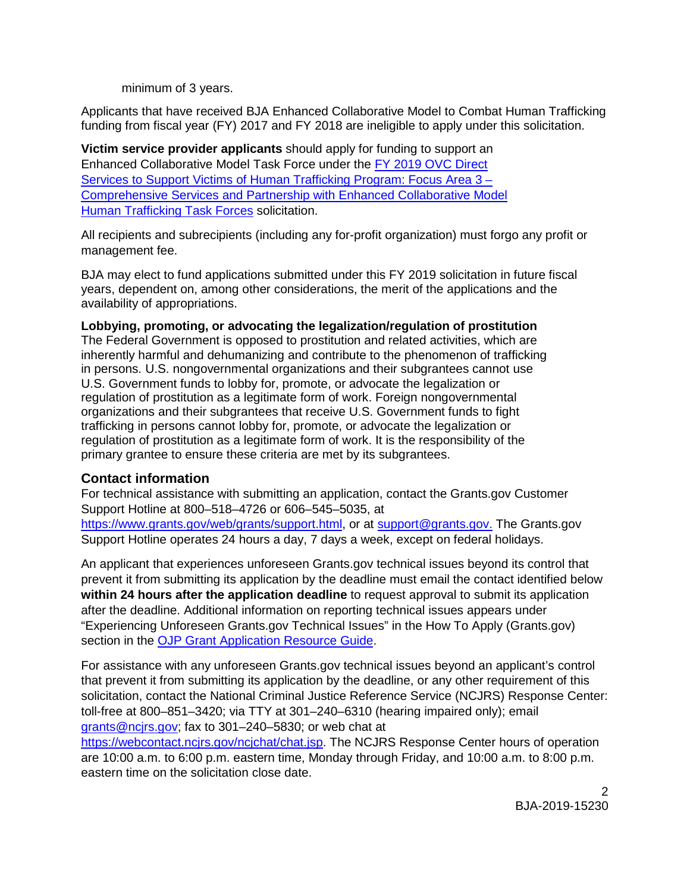minimum of 3 years.

Applicants that have received BJA Enhanced Collaborative Model to Combat Human Trafficking funding from fiscal year (FY) 2017 and FY 2018 are ineligible to apply under this solicitation.

**Victim service provider applicants** should apply for funding to support an Enhanced Collaborative Model Task Force under the [FY 2019 OVC Direct Services to Support Victims of Human Trafficking Program: Focus Area 3 – Comprehensive Services and Partnership with Enhanced Collaborative Model Human Trafficking Task Forces](FY 2019 OVC Direct Services to Support Victims of Human Trafficking Program: Focus Area 3 – Comprehensive Services and Partnership with Enhanced Collaborative Model Human Trafficking Task Forces) solicitation.

All recipients and subrecipients (including any for-profit organization) must forgo any profit or management fee.

BJA may elect to fund applications submitted under this FY 2019 solicitation in future fiscal years, dependent on, among other considerations, the merit of the applications and the availability of appropriations.

**Lobbying, promoting, or advocating the legalization/regulation of prostitution**
The Federal Government is opposed to prostitution and related activities, which are inherently harmful and dehumanizing and contribute to the phenomenon of trafficking in persons. U.S. nongovernmental organizations and their subgrantees cannot use U.S. Government funds to lobby for, promote, or advocate the legalization or regulation of prostitution as a legitimate form of work. Foreign nongovernmental organizations and their subgrantees that receive U.S. Government funds to fight trafficking in persons cannot lobby for, promote, or advocate the legalization or regulation of prostitution as a legitimate form of work. It is the responsibility of the primary grantee to ensure these criteria are met by its subgrantees.

## Contact information

For technical assistance with submitting an application, contact the Grants.gov Customer Support Hotline at 800–518–4726 or 606–545–5035, at https://www.grants.gov/web/grants/support.html, or at support@grants.gov. The Grants.gov Support Hotline operates 24 hours a day, 7 days a week, except on federal holidays.

An applicant that experiences unforeseen Grants.gov technical issues beyond its control that prevent it from submitting its application by the deadline must email the contact identified below **within 24 hours after the application deadline** to request approval to submit its application after the deadline. Additional information on reporting technical issues appears under "Experiencing Unforeseen Grants.gov Technical Issues" in the How To Apply (Grants.gov) section in the OJP Grant Application Resource Guide.

For assistance with any unforeseen Grants.gov technical issues beyond an applicant's control that prevent it from submitting its application by the deadline, or any other requirement of this solicitation, contact the National Criminal Justice Reference Service (NCJRS) Response Center: toll-free at 800–851–3420; via TTY at 301–240–6310 (hearing impaired only); email grants@ncjrs.gov; fax to 301–240–5830; or web chat at https://webcontact.ncjrs.gov/ncjchat/chat.jsp. The NCJRS Response Center hours of operation are 10:00 a.m. to 6:00 p.m. eastern time, Monday through Friday, and 10:00 a.m. to 8:00 p.m. eastern time on the solicitation close date.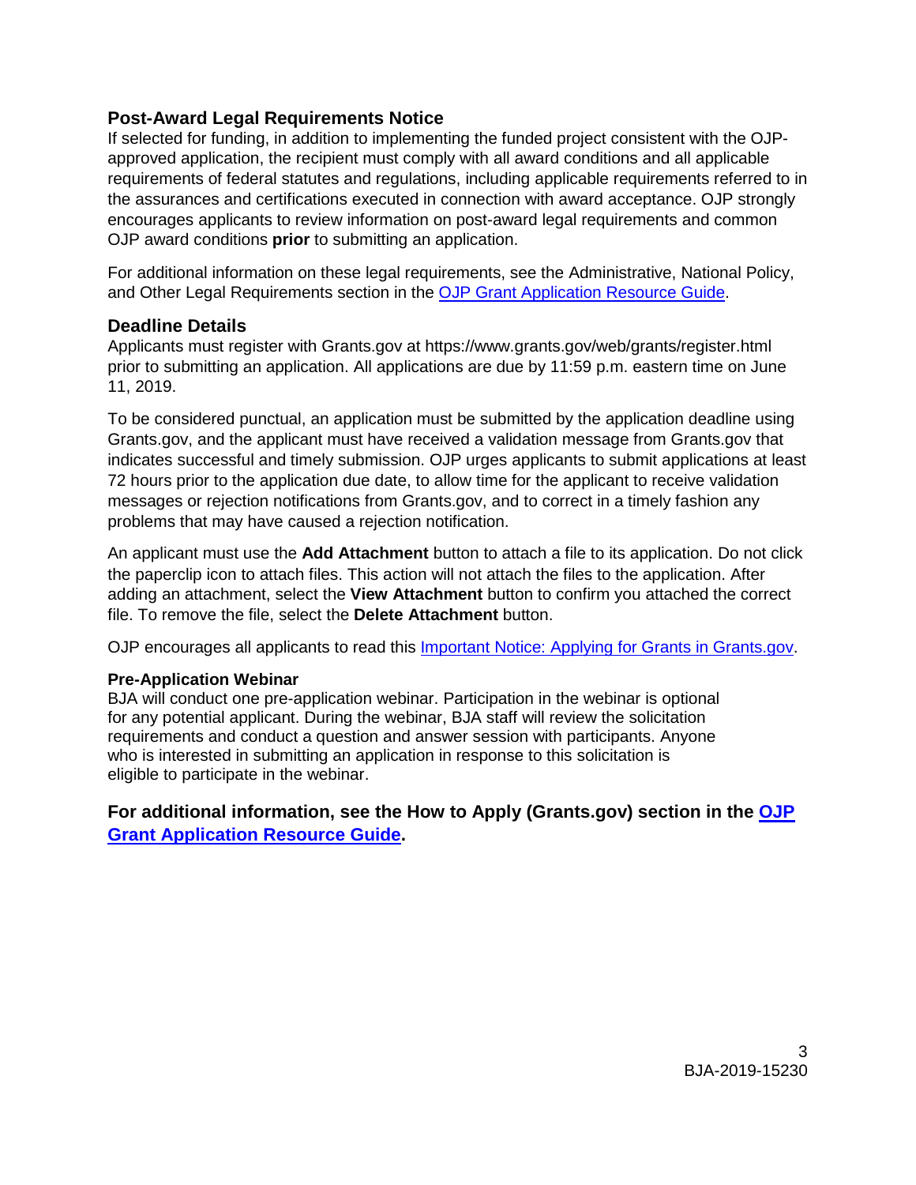## Post-Award Legal Requirements Notice

If selected for funding, in addition to implementing the funded project consistent with the OJP-approved application, the recipient must comply with all award conditions and all applicable requirements of federal statutes and regulations, including applicable requirements referred to in the assurances and certifications executed in connection with award acceptance. OJP strongly encourages applicants to review information on post-award legal requirements and common OJP award conditions **prior** to submitting an application.

For additional information on these legal requirements, see the Administrative, National Policy, and Other Legal Requirements section in the [OJP Grant Application Resource Guide](OJP Grant Application Resource Guide).

## Deadline Details

Applicants must register with Grants.gov at https://www.grants.gov/web/grants/register.html prior to submitting an application. All applications are due by 11:59 p.m. eastern time on June 11, 2019.

To be considered punctual, an application must be submitted by the application deadline using Grants.gov, and the applicant must have received a validation message from Grants.gov that indicates successful and timely submission. OJP urges applicants to submit applications at least 72 hours prior to the application due date, to allow time for the applicant to receive validation messages or rejection notifications from Grants.gov, and to correct in a timely fashion any problems that may have caused a rejection notification.

An applicant must use the **Add Attachment** button to attach a file to its application. Do not click the paperclip icon to attach files. This action will not attach the files to the application. After adding an attachment, select the **View Attachment** button to confirm you attached the correct file. To remove the file, select the **Delete Attachment** button.

OJP encourages all applicants to read this [Important Notice: Applying for Grants in Grants.gov](Important Notice: Applying for Grants in Grants.gov).

### Pre-Application Webinar

BJA will conduct one pre-application webinar. Participation in the webinar is optional for any potential applicant. During the webinar, BJA staff will review the solicitation requirements and conduct a question and answer session with participants. Anyone who is interested in submitting an application in response to this solicitation is eligible to participate in the webinar.

**For additional information, see the How to Apply (Grants.gov) section in the [OJP Grant Application Resource Guide](OJP Grant Application Resource Guide).**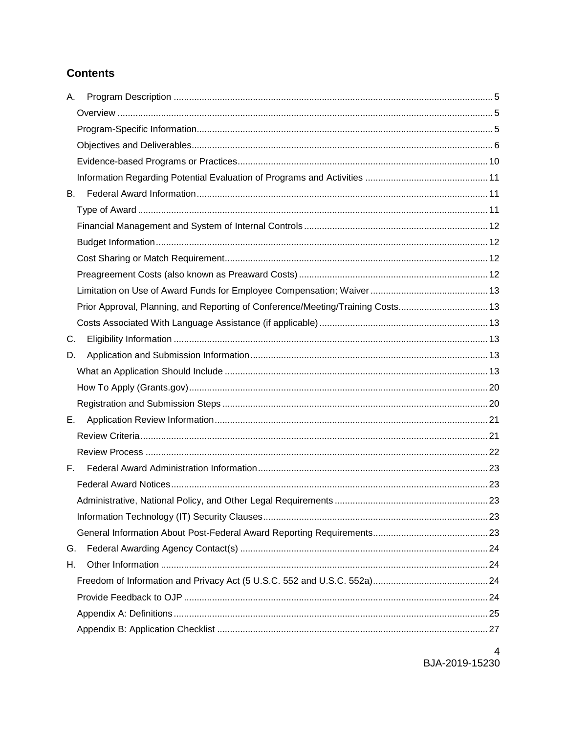## Contents

A. Program Description ... 5
- Overview ... 5
- Program-Specific Information ... 5
- Objectives and Deliverables ... 6
- Evidence-based Programs or Practices ... 10
- Information Regarding Potential Evaluation of Programs and Activities ... 11

B. Federal Award Information ... 11
- Type of Award ... 11
- Financial Management and System of Internal Controls ... 12
- Budget Information ... 12
- Cost Sharing or Match Requirement ... 12
- Preagreement Costs (also known as Preaward Costs) ... 12
- Limitation on Use of Award Funds for Employee Compensation; Waiver ... 13
- Prior Approval, Planning, and Reporting of Conference/Meeting/Training Costs ... 13
- Costs Associated With Language Assistance (if applicable) ... 13

C. Eligibility Information ... 13

D. Application and Submission Information ... 13
- What an Application Should Include ... 13
- How To Apply (Grants.gov) ... 20
- Registration and Submission Steps ... 20

E. Application Review Information ... 21
- Review Criteria ... 21
- Review Process ... 22

F. Federal Award Administration Information ... 23
- Federal Award Notices ... 23
- Administrative, National Policy, and Other Legal Requirements ... 23
- Information Technology (IT) Security Clauses ... 23
- General Information About Post-Federal Award Reporting Requirements ... 23

G. Federal Awarding Agency Contact(s) ... 24

H. Other Information ... 24
- Freedom of Information and Privacy Act (5 U.S.C. 552 and U.S.C. 552a) ... 24
- Provide Feedback to OJP ... 24
- Appendix A: Definitions ... 25
- Appendix B: Application Checklist ... 27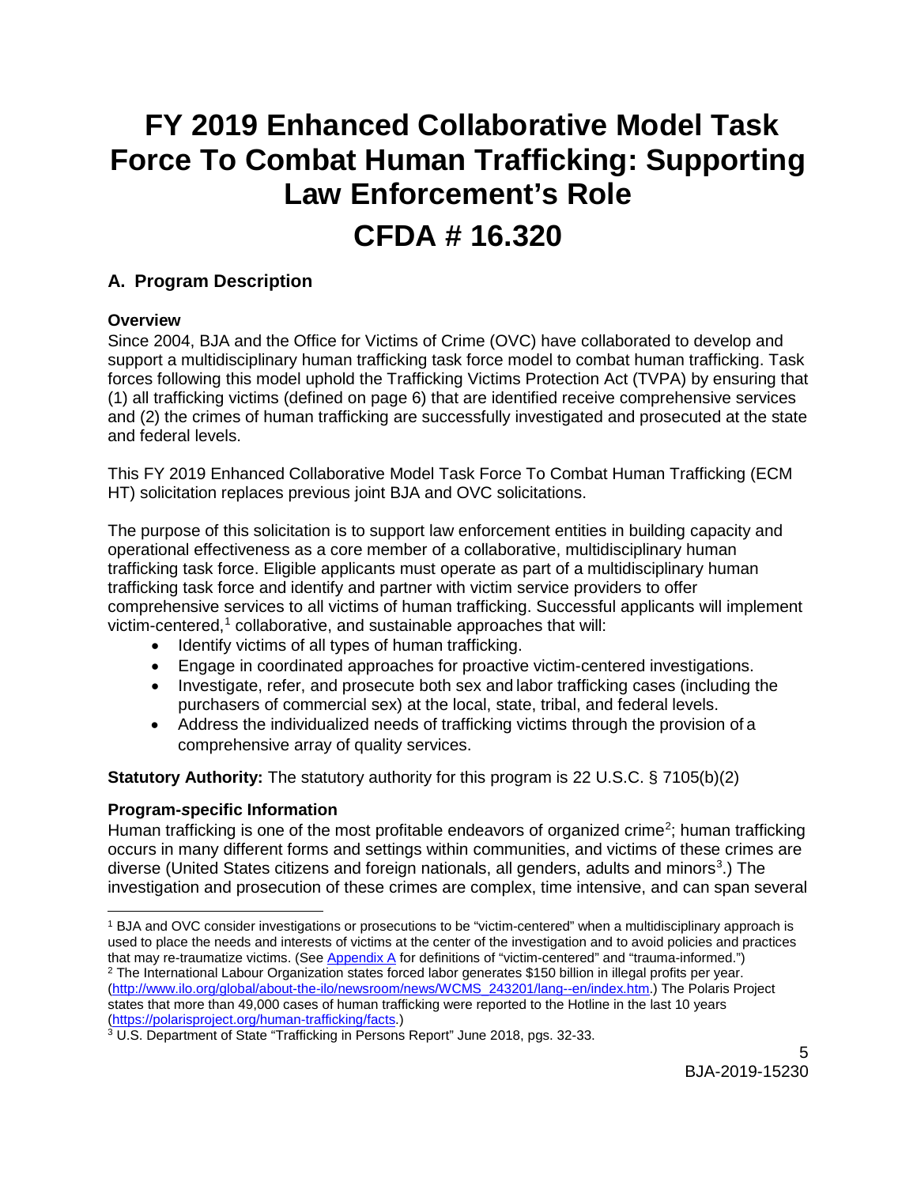# FY 2019 Enhanced Collaborative Model Task Force To Combat Human Trafficking: Supporting Law Enforcement's Role

# CFDA # 16.320

## A. Program Description

### Overview

Since 2004, BJA and the Office for Victims of Crime (OVC) have collaborated to develop and support a multidisciplinary human trafficking task force model to combat human trafficking. Task forces following this model uphold the Trafficking Victims Protection Act (TVPA) by ensuring that (1) all trafficking victims (defined on page 6) that are identified receive comprehensive services and (2) the crimes of human trafficking are successfully investigated and prosecuted at the state and federal levels.

This FY 2019 Enhanced Collaborative Model Task Force To Combat Human Trafficking (ECM HT) solicitation replaces previous joint BJA and OVC solicitations.

The purpose of this solicitation is to support law enforcement entities in building capacity and operational effectiveness as a core member of a collaborative, multidisciplinary human trafficking task force. Eligible applicants must operate as part of a multidisciplinary human trafficking task force and identify and partner with victim service providers to offer comprehensive services to all victims of human trafficking. Successful applicants will implement victim-centered,[1] collaborative, and sustainable approaches that will:

- Identify victims of all types of human trafficking.
- Engage in coordinated approaches for proactive victim-centered investigations.
- Investigate, refer, and prosecute both sex and labor trafficking cases (including the purchasers of commercial sex) at the local, state, tribal, and federal levels.
- Address the individualized needs of trafficking victims through the provision of a comprehensive array of quality services.

**Statutory Authority:** The statutory authority for this program is 22 U.S.C. § 7105(b)(2)

### Program-specific Information

Human trafficking is one of the most profitable endeavors of organized crime[2]; human trafficking occurs in many different forms and settings within communities, and victims of these crimes are diverse (United States citizens and foreign nationals, all genders, adults and minors[3].) The investigation and prosecution of these crimes are complex, time intensive, and can span several

---

[1] BJA and OVC consider investigations or prosecutions to be "victim-centered" when a multidisciplinary approach is used to place the needs and interests of victims at the center of the investigation and to avoid policies and practices that may re-traumatize victims. (See Appendix A for definitions of "victim-centered" and "trauma-informed.")

[2] The International Labour Organization states forced labor generates $150 billion in illegal profits per year. (http://www.ilo.org/global/about-the-ilo/newsroom/news/WCMS_243201/lang--en/index.htm.) The Polaris Project states that more than 49,000 cases of human trafficking were reported to the Hotline in the last 10 years (https://polarisproject.org/human-trafficking/facts.)

[3] U.S. Department of State "Trafficking in Persons Report" June 2018, pgs. 32-33.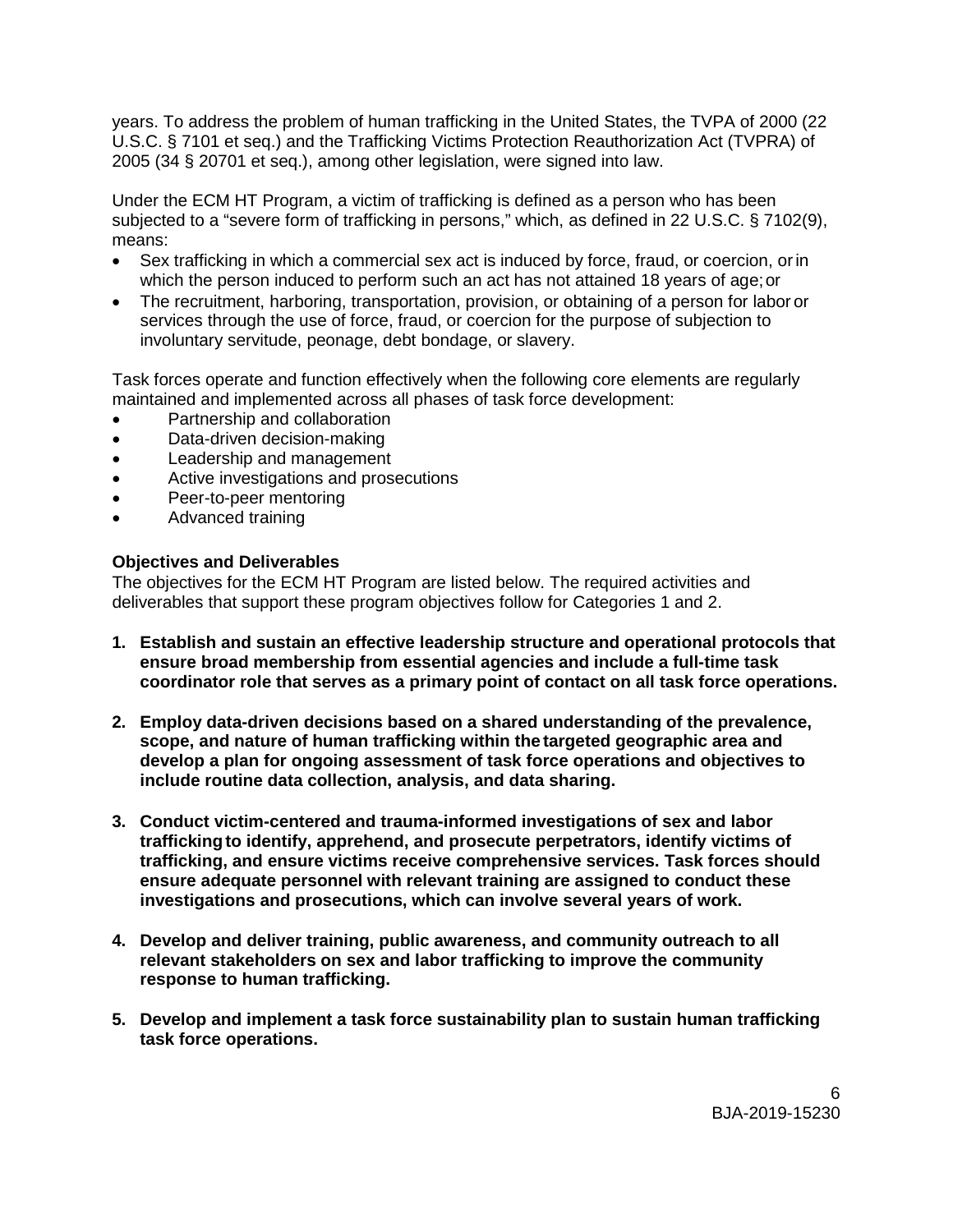years. To address the problem of human trafficking in the United States, the TVPA of 2000 (22 U.S.C. § 7101 et seq.) and the Trafficking Victims Protection Reauthorization Act (TVPRA) of 2005 (34 § 20701 et seq.), among other legislation, were signed into law.

Under the ECM HT Program, a victim of trafficking is defined as a person who has been subjected to a "severe form of trafficking in persons," which, as defined in 22 U.S.C. § 7102(9), means:

- Sex trafficking in which a commercial sex act is induced by force, fraud, or coercion, or in which the person induced to perform such an act has not attained 18 years of age; or
- The recruitment, harboring, transportation, provision, or obtaining of a person for labor or services through the use of force, fraud, or coercion for the purpose of subjection to involuntary servitude, peonage, debt bondage, or slavery.

Task forces operate and function effectively when the following core elements are regularly maintained and implemented across all phases of task force development:

- Partnership and collaboration
- Data-driven decision-making
- Leadership and management
- Active investigations and prosecutions
- Peer-to-peer mentoring
- Advanced training

**Objectives and Deliverables**

The objectives for the ECM HT Program are listed below. The required activities and deliverables that support these program objectives follow for Categories 1 and 2.

1. **Establish and sustain an effective leadership structure and operational protocols that ensure broad membership from essential agencies and include a full-time task coordinator role that serves as a primary point of contact on all task force operations.**

2. **Employ data-driven decisions based on a shared understanding of the prevalence, scope, and nature of human trafficking within the targeted geographic area and develop a plan for ongoing assessment of task force operations and objectives to include routine data collection, analysis, and data sharing.**

3. **Conduct victim-centered and trauma-informed investigations of sex and labor trafficking to identify, apprehend, and prosecute perpetrators, identify victims of trafficking, and ensure victims receive comprehensive services. Task forces should ensure adequate personnel with relevant training are assigned to conduct these investigations and prosecutions, which can involve several years of work.**

4. **Develop and deliver training, public awareness, and community outreach to all relevant stakeholders on sex and labor trafficking to improve the community response to human trafficking.**

5. **Develop and implement a task force sustainability plan to sustain human trafficking task force operations.**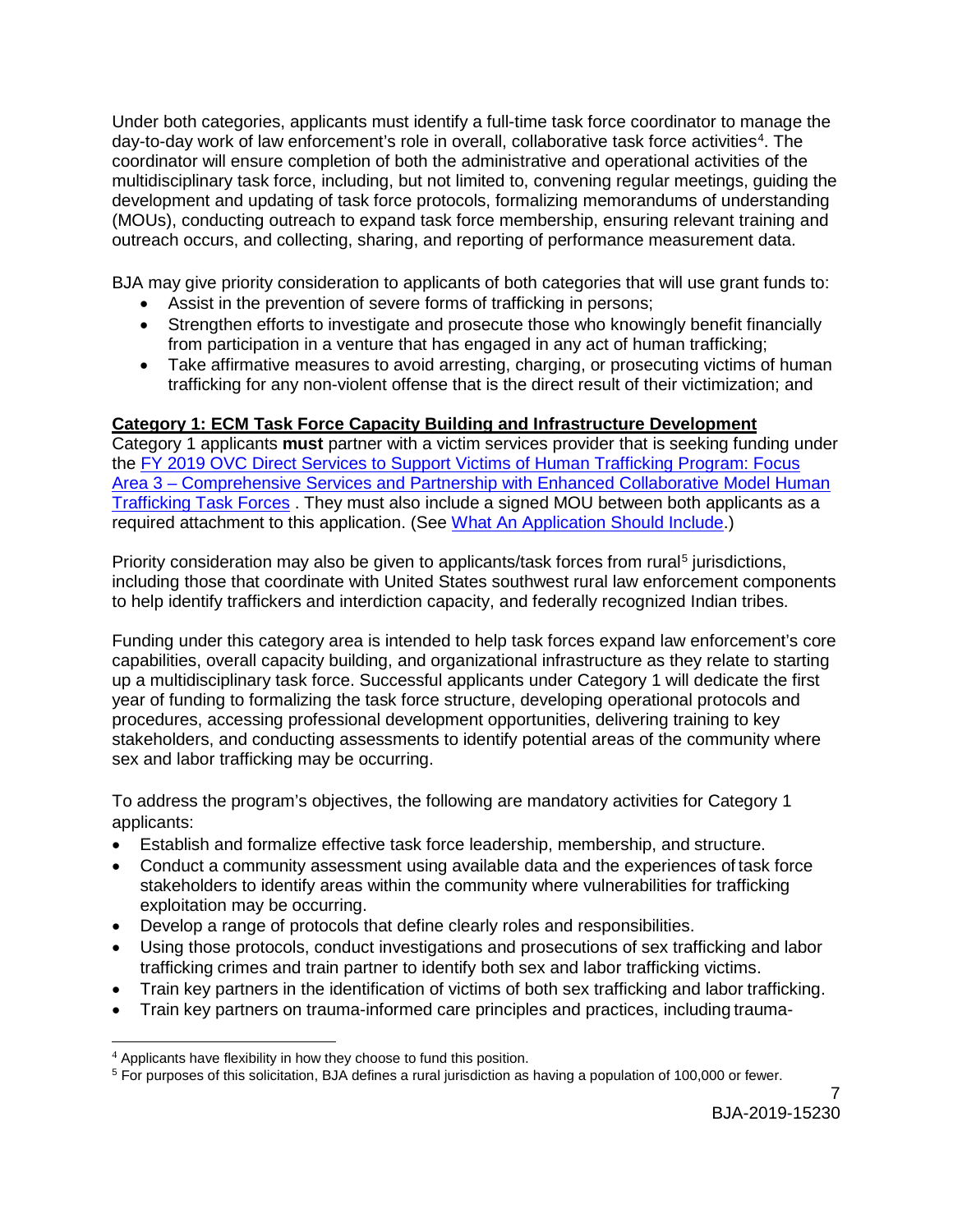Under both categories, applicants must identify a full-time task force coordinator to manage the day-to-day work of law enforcement's role in overall, collaborative task force activities[4]. The coordinator will ensure completion of both the administrative and operational activities of the multidisciplinary task force, including, but not limited to, convening regular meetings, guiding the development and updating of task force protocols, formalizing memorandums of understanding (MOUs), conducting outreach to expand task force membership, ensuring relevant training and outreach occurs, and collecting, sharing, and reporting of performance measurement data.

BJA may give priority consideration to applicants of both categories that will use grant funds to:

- Assist in the prevention of severe forms of trafficking in persons;
- Strengthen efforts to investigate and prosecute those who knowingly benefit financially from participation in a venture that has engaged in any act of human trafficking;
- Take affirmative measures to avoid arresting, charging, or prosecuting victims of human trafficking for any non-violent offense that is the direct result of their victimization; and

**Category 1: ECM Task Force Capacity Building and Infrastructure Development**

Category 1 applicants **must** partner with a victim services provider that is seeking funding under the FY 2019 OVC Direct Services to Support Victims of Human Trafficking Program: Focus Area 3 – Comprehensive Services and Partnership with Enhanced Collaborative Model Human Trafficking Task Forces . They must also include a signed MOU between both applicants as a required attachment to this application. (See What An Application Should Include.)

Priority consideration may also be given to applicants/task forces from rural[5] jurisdictions, including those that coordinate with United States southwest rural law enforcement components to help identify traffickers and interdiction capacity, and federally recognized Indian tribes.

Funding under this category area is intended to help task forces expand law enforcement's core capabilities, overall capacity building, and organizational infrastructure as they relate to starting up a multidisciplinary task force. Successful applicants under Category 1 will dedicate the first year of funding to formalizing the task force structure, developing operational protocols and procedures, accessing professional development opportunities, delivering training to key stakeholders, and conducting assessments to identify potential areas of the community where sex and labor trafficking may be occurring.

To address the program's objectives, the following are mandatory activities for Category 1 applicants:

- Establish and formalize effective task force leadership, membership, and structure.
- Conduct a community assessment using available data and the experiences of task force stakeholders to identify areas within the community where vulnerabilities for trafficking exploitation may be occurring.
- Develop a range of protocols that define clearly roles and responsibilities.
- Using those protocols, conduct investigations and prosecutions of sex trafficking and labor trafficking crimes and train partner to identify both sex and labor trafficking victims.
- Train key partners in the identification of victims of both sex trafficking and labor trafficking.
- Train key partners on trauma-informed care principles and practices, including trauma-

[4] Applicants have flexibility in how they choose to fund this position.

[5] For purposes of this solicitation, BJA defines a rural jurisdiction as having a population of 100,000 or fewer.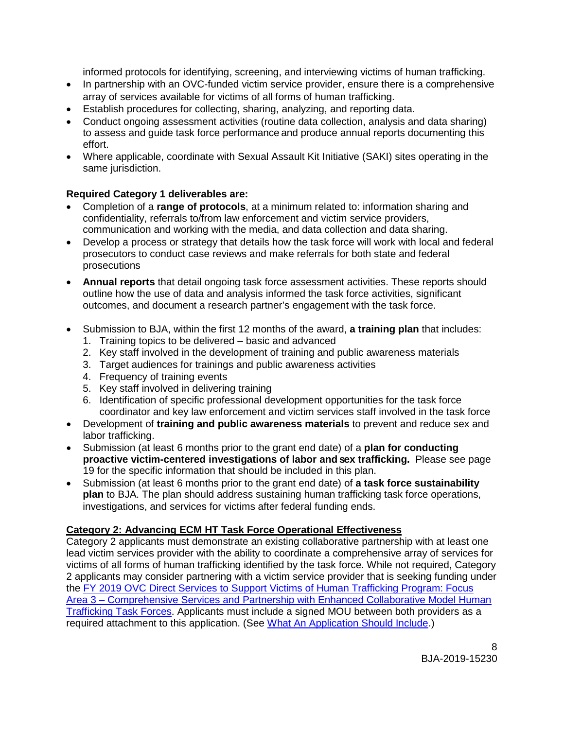informed protocols for identifying, screening, and interviewing victims of human trafficking.
- In partnership with an OVC-funded victim service provider, ensure there is a comprehensive array of services available for victims of all forms of human trafficking.
- Establish procedures for collecting, sharing, analyzing, and reporting data.
- Conduct ongoing assessment activities (routine data collection, analysis and data sharing) to assess and guide task force performance and produce annual reports documenting this effort.
- Where applicable, coordinate with Sexual Assault Kit Initiative (SAKI) sites operating in the same jurisdiction.

**Required Category 1 deliverables are:**

- Completion of a **range of protocols**, at a minimum related to: information sharing and confidentiality, referrals to/from law enforcement and victim service providers, communication and working with the media, and data collection and data sharing.
- Develop a process or strategy that details how the task force will work with local and federal prosecutors to conduct case reviews and make referrals for both state and federal prosecutions
- **Annual reports** that detail ongoing task force assessment activities. These reports should outline how the use of data and analysis informed the task force activities, significant outcomes, and document a research partner's engagement with the task force.
- Submission to BJA, within the first 12 months of the award, **a training plan** that includes:
  1. Training topics to be delivered – basic and advanced
  2. Key staff involved in the development of training and public awareness materials
  3. Target audiences for trainings and public awareness activities
  4. Frequency of training events
  5. Key staff involved in delivering training
  6. Identification of specific professional development opportunities for the task force coordinator and key law enforcement and victim services staff involved in the task force
- Development of **training and public awareness materials** to prevent and reduce sex and labor trafficking.
- Submission (at least 6 months prior to the grant end date) of a **plan for conducting proactive victim-centered investigations of labor and sex trafficking.** Please see page 19 for the specific information that should be included in this plan.
- Submission (at least 6 months prior to the grant end date) of **a task force sustainability plan** to BJA. The plan should address sustaining human trafficking task force operations, investigations, and services for victims after federal funding ends.

**Category 2: Advancing ECM HT Task Force Operational Effectiveness**

Category 2 applicants must demonstrate an existing collaborative partnership with at least one lead victim services provider with the ability to coordinate a comprehensive array of services for victims of all forms of human trafficking identified by the task force. While not required, Category 2 applicants may consider partnering with a victim service provider that is seeking funding under the FY 2019 OVC Direct Services to Support Victims of Human Trafficking Program: Focus Area 3 – Comprehensive Services and Partnership with Enhanced Collaborative Model Human Trafficking Task Forces. Applicants must include a signed MOU between both providers as a required attachment to this application. (See What An Application Should Include.)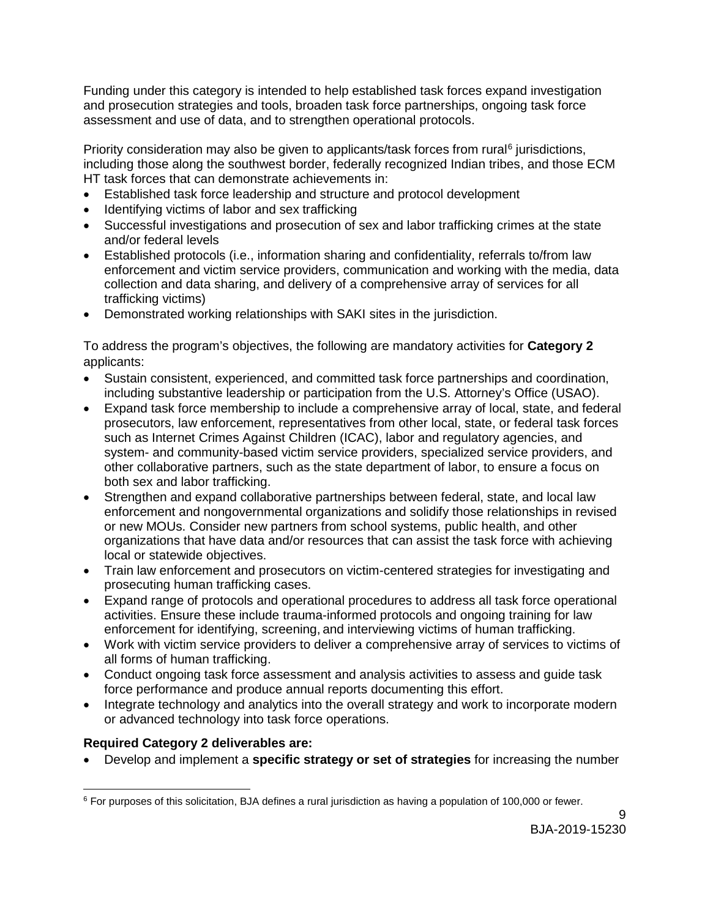Funding under this category is intended to help established task forces expand investigation and prosecution strategies and tools, broaden task force partnerships, ongoing task force assessment and use of data, and to strengthen operational protocols.

Priority consideration may also be given to applicants/task forces from rural[6] jurisdictions, including those along the southwest border, federally recognized Indian tribes, and those ECM HT task forces that can demonstrate achievements in:

- Established task force leadership and structure and protocol development
- Identifying victims of labor and sex trafficking
- Successful investigations and prosecution of sex and labor trafficking crimes at the state and/or federal levels
- Established protocols (i.e., information sharing and confidentiality, referrals to/from law enforcement and victim service providers, communication and working with the media, data collection and data sharing, and delivery of a comprehensive array of services for all trafficking victims)
- Demonstrated working relationships with SAKI sites in the jurisdiction.

To address the program's objectives, the following are mandatory activities for **Category 2** applicants:

- Sustain consistent, experienced, and committed task force partnerships and coordination, including substantive leadership or participation from the U.S. Attorney's Office (USAO).
- Expand task force membership to include a comprehensive array of local, state, and federal prosecutors, law enforcement, representatives from other local, state, or federal task forces such as Internet Crimes Against Children (ICAC), labor and regulatory agencies, and system- and community-based victim service providers, specialized service providers, and other collaborative partners, such as the state department of labor, to ensure a focus on both sex and labor trafficking.
- Strengthen and expand collaborative partnerships between federal, state, and local law enforcement and nongovernmental organizations and solidify those relationships in revised or new MOUs. Consider new partners from school systems, public health, and other organizations that have data and/or resources that can assist the task force with achieving local or statewide objectives.
- Train law enforcement and prosecutors on victim-centered strategies for investigating and prosecuting human trafficking cases.
- Expand range of protocols and operational procedures to address all task force operational activities. Ensure these include trauma-informed protocols and ongoing training for law enforcement for identifying, screening, and interviewing victims of human trafficking.
- Work with victim service providers to deliver a comprehensive array of services to victims of all forms of human trafficking.
- Conduct ongoing task force assessment and analysis activities to assess and guide task force performance and produce annual reports documenting this effort.
- Integrate technology and analytics into the overall strategy and work to incorporate modern or advanced technology into task force operations.

**Required Category 2 deliverables are:**

- Develop and implement a **specific strategy or set of strategies** for increasing the number

[6] For purposes of this solicitation, BJA defines a rural jurisdiction as having a population of 100,000 or fewer.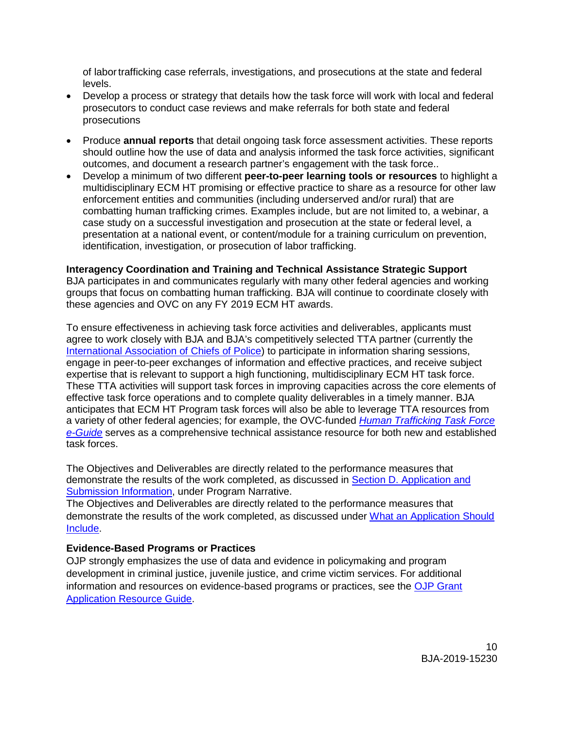of labor trafficking case referrals, investigations, and prosecutions at the state and federal levels.

- Develop a process or strategy that details how the task force will work with local and federal prosecutors to conduct case reviews and make referrals for both state and federal prosecutions
- Produce **annual reports** that detail ongoing task force assessment activities. These reports should outline how the use of data and analysis informed the task force activities, significant outcomes, and document a research partner's engagement with the task force..
- Develop a minimum of two different **peer-to-peer learning tools or resources** to highlight a multidisciplinary ECM HT promising or effective practice to share as a resource for other law enforcement entities and communities (including underserved and/or rural) that are combatting human trafficking crimes. Examples include, but are not limited to, a webinar, a case study on a successful investigation and prosecution at the state or federal level, a presentation at a national event, or content/module for a training curriculum on prevention, identification, investigation, or prosecution of labor trafficking.

**Interagency Coordination and Training and Technical Assistance Strategic Support**

BJA participates in and communicates regularly with many other federal agencies and working groups that focus on combatting human trafficking. BJA will continue to coordinate closely with these agencies and OVC on any FY 2019 ECM HT awards.

To ensure effectiveness in achieving task force activities and deliverables, applicants must agree to work closely with BJA and BJA's competitively selected TTA partner (currently the International Association of Chiefs of Police) to participate in information sharing sessions, engage in peer-to-peer exchanges of information and effective practices, and receive subject expertise that is relevant to support a high functioning, multidisciplinary ECM HT task force. These TTA activities will support task forces in improving capacities across the core elements of effective task force operations and to complete quality deliverables in a timely manner. BJA anticipates that ECM HT Program task forces will also be able to leverage TTA resources from a variety of other federal agencies; for example, the OVC-funded *Human Trafficking Task Force e-Guide* serves as a comprehensive technical assistance resource for both new and established task forces.

The Objectives and Deliverables are directly related to the performance measures that demonstrate the results of the work completed, as discussed in Section D. Application and Submission Information, under Program Narrative.

The Objectives and Deliverables are directly related to the performance measures that demonstrate the results of the work completed, as discussed under What an Application Should Include.

**Evidence-Based Programs or Practices**

OJP strongly emphasizes the use of data and evidence in policymaking and program development in criminal justice, juvenile justice, and crime victim services. For additional information and resources on evidence-based programs or practices, see the OJP Grant Application Resource Guide.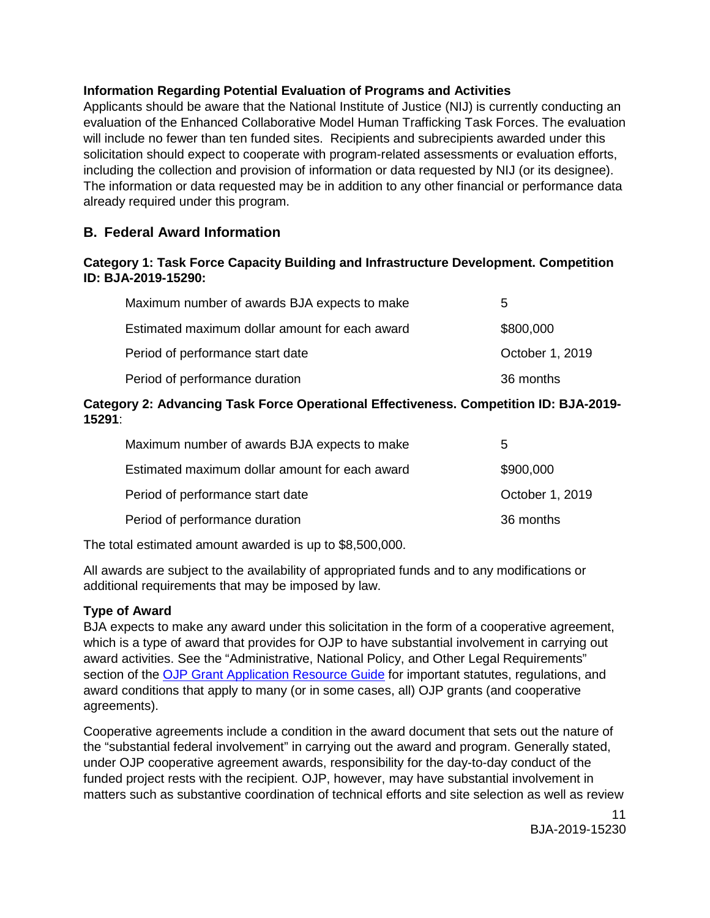**Information Regarding Potential Evaluation of Programs and Activities**

Applicants should be aware that the National Institute of Justice (NIJ) is currently conducting an evaluation of the Enhanced Collaborative Model Human Trafficking Task Forces. The evaluation will include no fewer than ten funded sites. Recipients and subrecipients awarded under this solicitation should expect to cooperate with program-related assessments or evaluation efforts, including the collection and provision of information or data requested by NIJ (or its designee). The information or data requested may be in addition to any other financial or performance data already required under this program.

## B. Federal Award Information

**Category 1: Task Force Capacity Building and Infrastructure Development. Competition ID: BJA-2019-15290:**

| | |
|---|---|
| Maximum number of awards BJA expects to make | 5 |
| Estimated maximum dollar amount for each award | \$800,000 |
| Period of performance start date | October 1, 2019 |
| Period of performance duration | 36 months |

**Category 2: Advancing Task Force Operational Effectiveness. Competition ID: BJA-2019-15291**:

| | |
|---|---|
| Maximum number of awards BJA expects to make | 5 |
| Estimated maximum dollar amount for each award | \$900,000 |
| Period of performance start date | October 1, 2019 |
| Period of performance duration | 36 months |

The total estimated amount awarded is up to \$8,500,000.

All awards are subject to the availability of appropriated funds and to any modifications or additional requirements that may be imposed by law.

**Type of Award**

BJA expects to make any award under this solicitation in the form of a cooperative agreement, which is a type of award that provides for OJP to have substantial involvement in carrying out award activities. See the "Administrative, National Policy, and Other Legal Requirements" section of the OJP Grant Application Resource Guide for important statutes, regulations, and award conditions that apply to many (or in some cases, all) OJP grants (and cooperative agreements).

Cooperative agreements include a condition in the award document that sets out the nature of the "substantial federal involvement" in carrying out the award and program. Generally stated, under OJP cooperative agreement awards, responsibility for the day-to-day conduct of the funded project rests with the recipient. OJP, however, may have substantial involvement in matters such as substantive coordination of technical efforts and site selection as well as review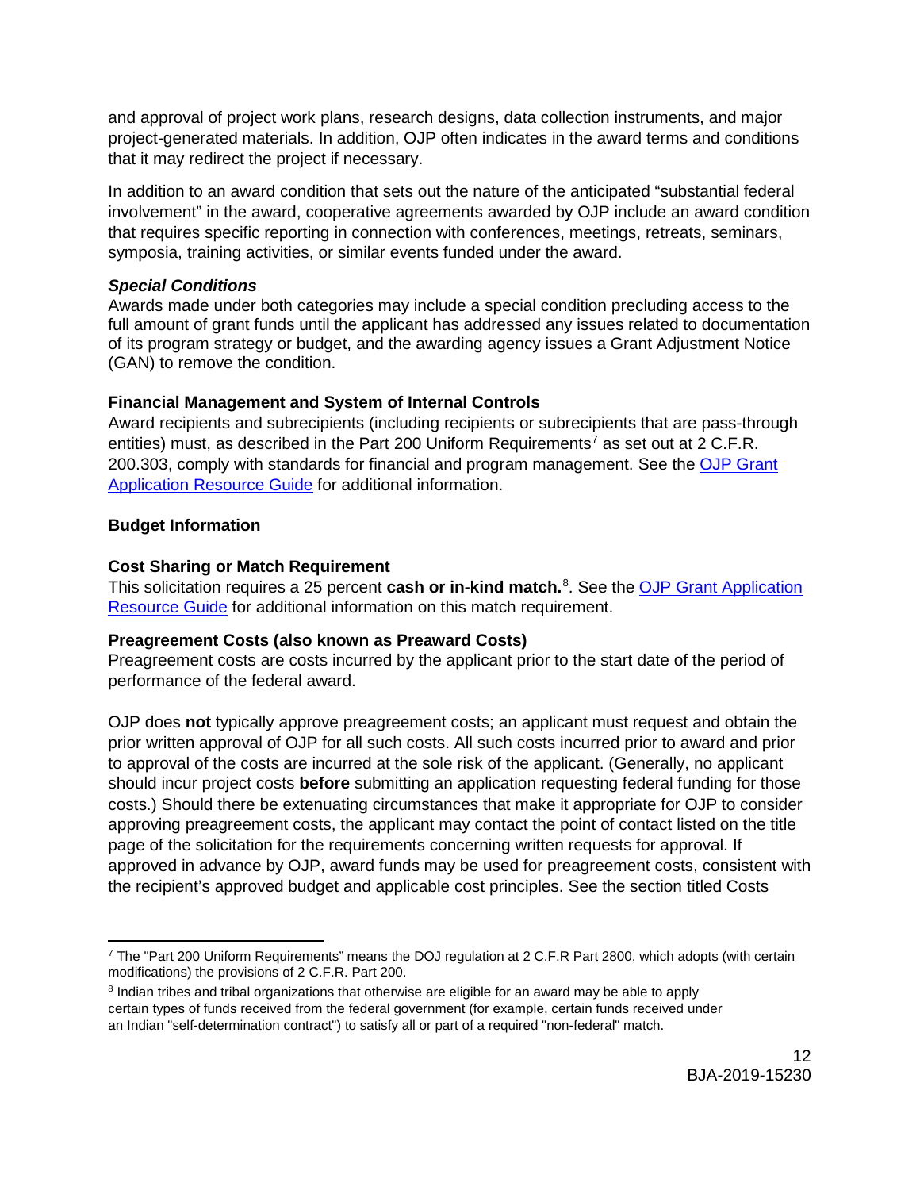and approval of project work plans, research designs, data collection instruments, and major project-generated materials. In addition, OJP often indicates in the award terms and conditions that it may redirect the project if necessary.

In addition to an award condition that sets out the nature of the anticipated "substantial federal involvement" in the award, cooperative agreements awarded by OJP include an award condition that requires specific reporting in connection with conferences, meetings, retreats, seminars, symposia, training activities, or similar events funded under the award.

***Special Conditions***

Awards made under both categories may include a special condition precluding access to the full amount of grant funds until the applicant has addressed any issues related to documentation of its program strategy or budget, and the awarding agency issues a Grant Adjustment Notice (GAN) to remove the condition.

**Financial Management and System of Internal Controls**

Award recipients and subrecipients (including recipients or subrecipients that are pass-through entities) must, as described in the Part 200 Uniform Requirements[7] as set out at 2 C.F.R. 200.303, comply with standards for financial and program management. See the [OJP Grant Application Resource Guide](#) for additional information.

**Budget Information**

**Cost Sharing or Match Requirement**

This solicitation requires a 25 percent **cash or in-kind match.**[8]. See the [OJP Grant Application Resource Guide](#) for additional information on this match requirement.

**Preagreement Costs (also known as Preaward Costs)**

Preagreement costs are costs incurred by the applicant prior to the start date of the period of performance of the federal award.

OJP does **not** typically approve preagreement costs; an applicant must request and obtain the prior written approval of OJP for all such costs. All such costs incurred prior to award and prior to approval of the costs are incurred at the sole risk of the applicant. (Generally, no applicant should incur project costs **before** submitting an application requesting federal funding for those costs.) Should there be extenuating circumstances that make it appropriate for OJP to consider approving preagreement costs, the applicant may contact the point of contact listed on the title page of the solicitation for the requirements concerning written requests for approval. If approved in advance by OJP, award funds may be used for preagreement costs, consistent with the recipient's approved budget and applicable cost principles. See the section titled Costs

---

[7] The "Part 200 Uniform Requirements" means the DOJ regulation at 2 C.F.R Part 2800, which adopts (with certain modifications) the provisions of 2 C.F.R. Part 200.

[8] Indian tribes and tribal organizations that otherwise are eligible for an award may be able to apply certain types of funds received from the federal government (for example, certain funds received under an Indian "self-determination contract") to satisfy all or part of a required "non-federal" match.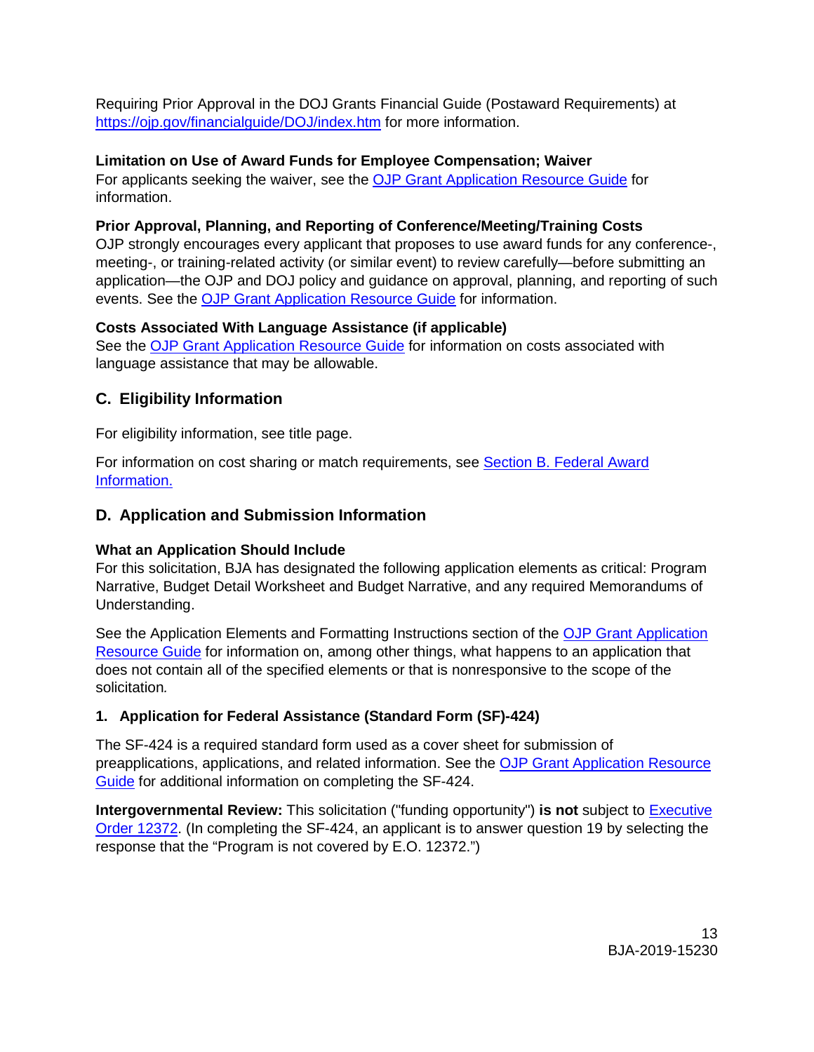Requiring Prior Approval in the DOJ Grants Financial Guide (Postaward Requirements) at [https://ojp.gov/financialguide/DOJ/index.htm](https://ojp.gov/financialguide/DOJ/index.htm) for more information.

**Limitation on Use of Award Funds for Employee Compensation; Waiver**
For applicants seeking the waiver, see the OJP Grant Application Resource Guide for information.

**Prior Approval, Planning, and Reporting of Conference/Meeting/Training Costs**
OJP strongly encourages every applicant that proposes to use award funds for any conference-, meeting-, or training-related activity (or similar event) to review carefully—before submitting an application—the OJP and DOJ policy and guidance on approval, planning, and reporting of such events. See the OJP Grant Application Resource Guide for information.

**Costs Associated With Language Assistance (if applicable)**
See the OJP Grant Application Resource Guide for information on costs associated with language assistance that may be allowable.

## C. Eligibility Information

For eligibility information, see title page.

For information on cost sharing or match requirements, see Section B. Federal Award Information.

## D. Application and Submission Information

**What an Application Should Include**
For this solicitation, BJA has designated the following application elements as critical: Program Narrative, Budget Detail Worksheet and Budget Narrative, and any required Memorandums of Understanding.

See the Application Elements and Formatting Instructions section of the OJP Grant Application Resource Guide for information on, among other things, what happens to an application that does not contain all of the specified elements or that is nonresponsive to the scope of the solicitation*.*

### 1. Application for Federal Assistance (Standard Form (SF)-424)

The SF-424 is a required standard form used as a cover sheet for submission of preapplications, applications, and related information. See the OJP Grant Application Resource Guide for additional information on completing the SF-424.

**Intergovernmental Review:** This solicitation ("funding opportunity") **is not** subject to Executive Order 12372. (In completing the SF-424, an applicant is to answer question 19 by selecting the response that the "Program is not covered by E.O. 12372.")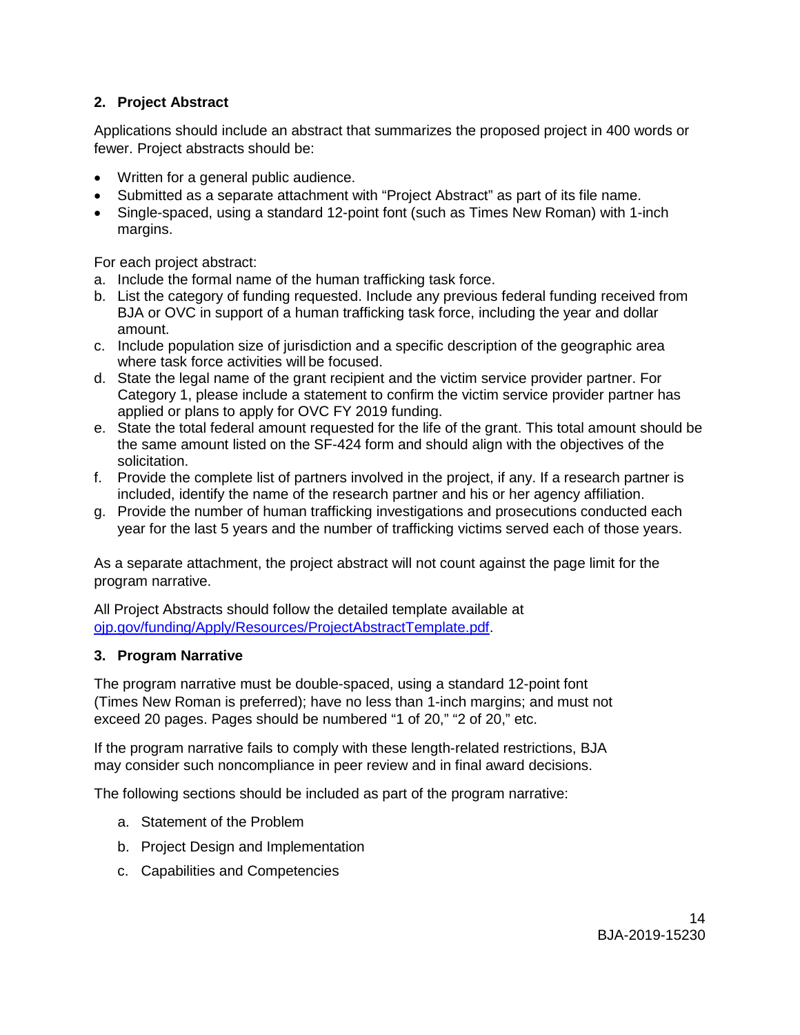## 2. Project Abstract

Applications should include an abstract that summarizes the proposed project in 400 words or fewer. Project abstracts should be:

- Written for a general public audience.
- Submitted as a separate attachment with "Project Abstract" as part of its file name.
- Single-spaced, using a standard 12-point font (such as Times New Roman) with 1-inch margins.

For each project abstract:

a. Include the formal name of the human trafficking task force.
b. List the category of funding requested. Include any previous federal funding received from BJA or OVC in support of a human trafficking task force, including the year and dollar amount.
c. Include population size of jurisdiction and a specific description of the geographic area where task force activities will be focused.
d. State the legal name of the grant recipient and the victim service provider partner. For Category 1, please include a statement to confirm the victim service provider partner has applied or plans to apply for OVC FY 2019 funding.
e. State the total federal amount requested for the life of the grant. This total amount should be the same amount listed on the SF-424 form and should align with the objectives of the solicitation.
f. Provide the complete list of partners involved in the project, if any. If a research partner is included, identify the name of the research partner and his or her agency affiliation.
g. Provide the number of human trafficking investigations and prosecutions conducted each year for the last 5 years and the number of trafficking victims served each of those years.

As a separate attachment, the project abstract will not count against the page limit for the program narrative.

All Project Abstracts should follow the detailed template available at [ojp.gov/funding/Apply/Resources/ProjectAbstractTemplate.pdf](https://ojp.gov/funding/Apply/Resources/ProjectAbstractTemplate.pdf).

## 3. Program Narrative

The program narrative must be double-spaced, using a standard 12-point font (Times New Roman is preferred); have no less than 1-inch margins; and must not exceed 20 pages. Pages should be numbered "1 of 20," "2 of 20," etc.

If the program narrative fails to comply with these length-related restrictions, BJA may consider such noncompliance in peer review and in final award decisions.

The following sections should be included as part of the program narrative:

a. Statement of the Problem
b. Project Design and Implementation
c. Capabilities and Competencies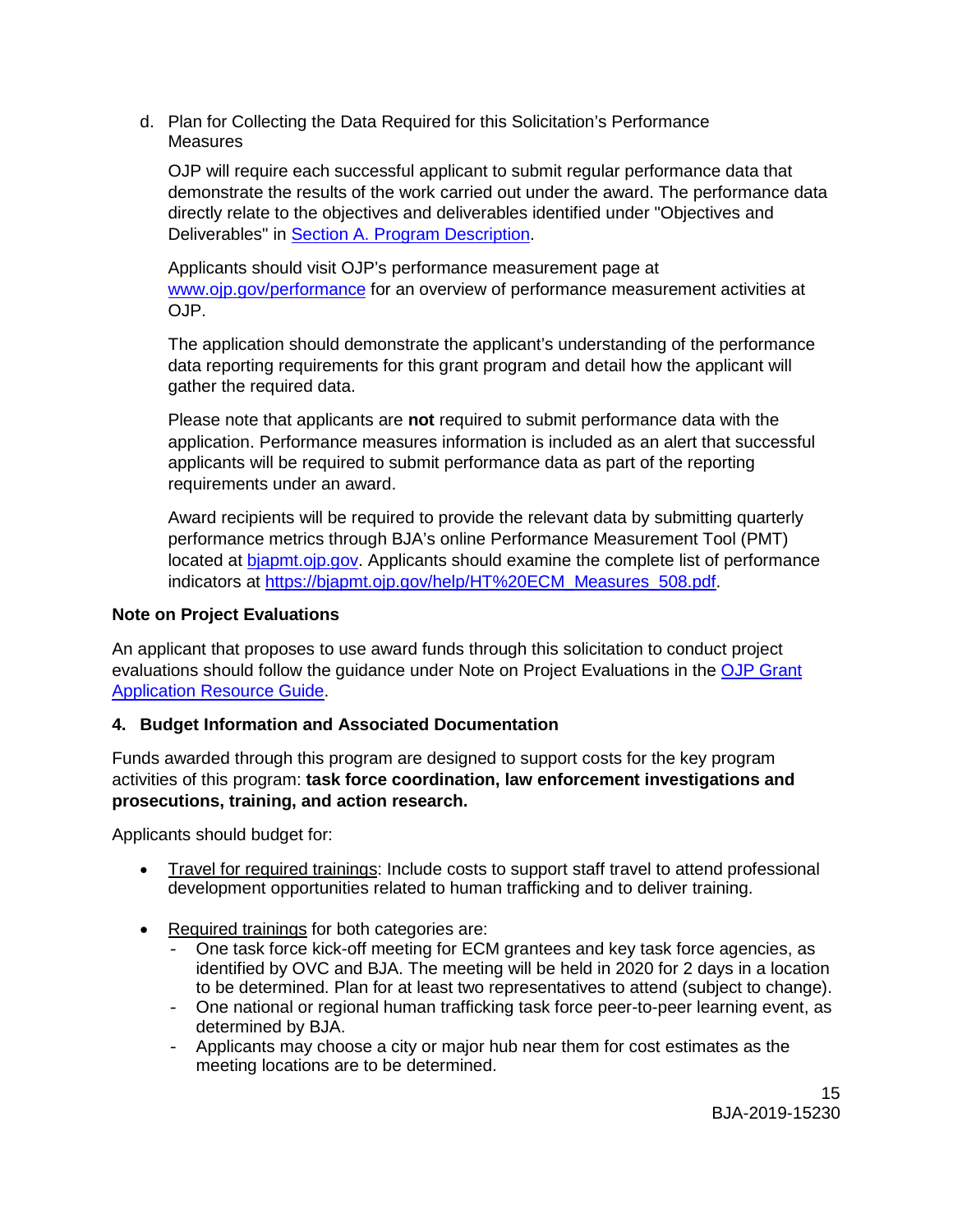d. Plan for Collecting the Data Required for this Solicitation's Performance Measures

OJP will require each successful applicant to submit regular performance data that demonstrate the results of the work carried out under the award. The performance data directly relate to the objectives and deliverables identified under "Objectives and Deliverables" in [Section A. Program Description](#).

Applicants should visit OJP's performance measurement page at [www.ojp.gov/performance](http://www.ojp.gov/performance) for an overview of performance measurement activities at OJP.

The application should demonstrate the applicant's understanding of the performance data reporting requirements for this grant program and detail how the applicant will gather the required data.

Please note that applicants are **not** required to submit performance data with the application. Performance measures information is included as an alert that successful applicants will be required to submit performance data as part of the reporting requirements under an award.

Award recipients will be required to provide the relevant data by submitting quarterly performance metrics through BJA's online Performance Measurement Tool (PMT) located at [bjapmt.ojp.gov](https://bjapmt.ojp.gov). Applicants should examine the complete list of performance indicators at [https://bjapmt.ojp.gov/help/HT%20ECM_Measures_508.pdf](https://bjapmt.ojp.gov/help/HT%20ECM_Measures_508.pdf).

**Note on Project Evaluations**

An applicant that proposes to use award funds through this solicitation to conduct project evaluations should follow the guidance under Note on Project Evaluations in the [OJP Grant Application Resource Guide](#).

**4. Budget Information and Associated Documentation**

Funds awarded through this program are designed to support costs for the key program activities of this program: **task force coordination, law enforcement investigations and prosecutions, training, and action research.**

Applicants should budget for:

- Travel for required trainings: Include costs to support staff travel to attend professional development opportunities related to human trafficking and to deliver training.

- Required trainings for both categories are:
  - One task force kick-off meeting for ECM grantees and key task force agencies, as identified by OVC and BJA. The meeting will be held in 2020 for 2 days in a location to be determined. Plan for at least two representatives to attend (subject to change).
  - One national or regional human trafficking task force peer-to-peer learning event, as determined by BJA.
  - Applicants may choose a city or major hub near them for cost estimates as the meeting locations are to be determined.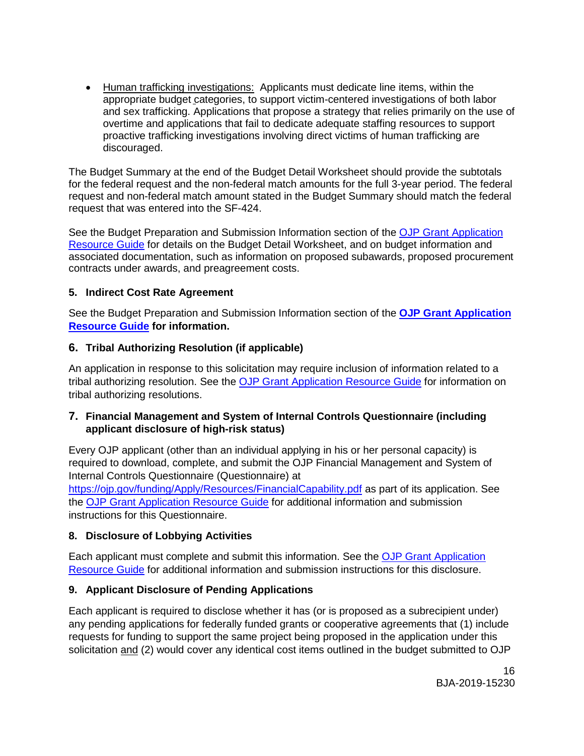- Human trafficking investigations: Applicants must dedicate line items, within the appropriate budget categories, to support victim-centered investigations of both labor and sex trafficking. Applications that propose a strategy that relies primarily on the use of overtime and applications that fail to dedicate adequate staffing resources to support proactive trafficking investigations involving direct victims of human trafficking are discouraged.

The Budget Summary at the end of the Budget Detail Worksheet should provide the subtotals for the federal request and the non-federal match amounts for the full 3-year period. The federal request and non-federal match amount stated in the Budget Summary should match the federal request that was entered into the SF-424.

See the Budget Preparation and Submission Information section of the [OJP Grant Application Resource Guide](#) for details on the Budget Detail Worksheet, and on budget information and associated documentation, such as information on proposed subawards, proposed procurement contracts under awards, and preagreement costs.

### 5. Indirect Cost Rate Agreement

See the Budget Preparation and Submission Information section of the **[OJP Grant Application Resource Guide](#) for information.**

### 6. Tribal Authorizing Resolution (if applicable)

An application in response to this solicitation may require inclusion of information related to a tribal authorizing resolution. See the [OJP Grant Application Resource Guide](#) for information on tribal authorizing resolutions.

### 7. Financial Management and System of Internal Controls Questionnaire (including applicant disclosure of high-risk status)

Every OJP applicant (other than an individual applying in his or her personal capacity) is required to download, complete, and submit the OJP Financial Management and System of Internal Controls Questionnaire (Questionnaire) at https://ojp.gov/funding/Apply/Resources/FinancialCapability.pdf as part of its application. See the [OJP Grant Application Resource Guide](#) for additional information and submission instructions for this Questionnaire.

### 8. Disclosure of Lobbying Activities

Each applicant must complete and submit this information. See the [OJP Grant Application Resource Guide](#) for additional information and submission instructions for this disclosure.

### 9. Applicant Disclosure of Pending Applications

Each applicant is required to disclose whether it has (or is proposed as a subrecipient under) any pending applications for federally funded grants or cooperative agreements that (1) include requests for funding to support the same project being proposed in the application under this solicitation and (2) would cover any identical cost items outlined in the budget submitted to OJP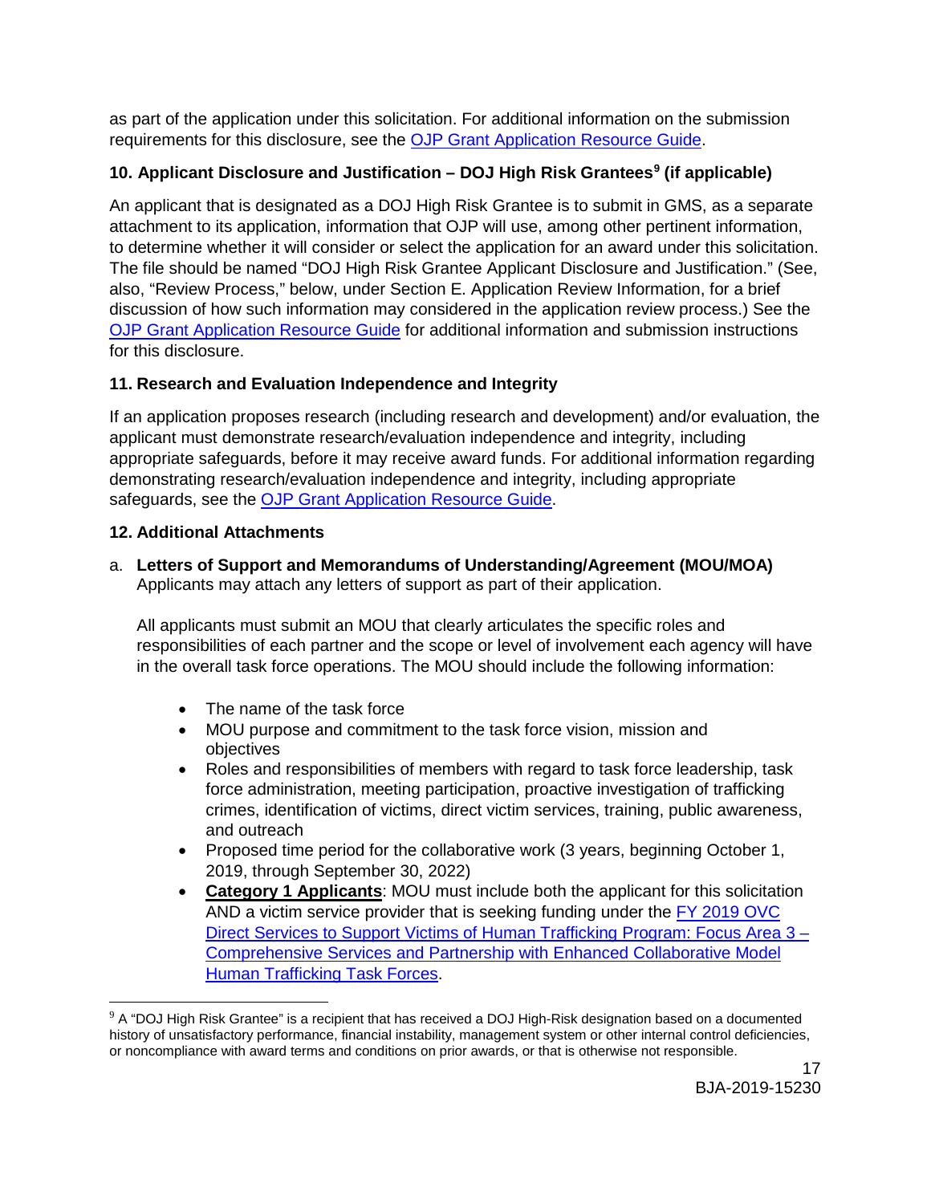as part of the application under this solicitation. For additional information on the submission requirements for this disclosure, see the OJP Grant Application Resource Guide.

**10. Applicant Disclosure and Justification – DOJ High Risk Grantees[9] (if applicable)**

An applicant that is designated as a DOJ High Risk Grantee is to submit in GMS, as a separate attachment to its application, information that OJP will use, among other pertinent information, to determine whether it will consider or select the application for an award under this solicitation. The file should be named "DOJ High Risk Grantee Applicant Disclosure and Justification." (See, also, "Review Process," below, under Section E. Application Review Information, for a brief discussion of how such information may considered in the application review process.) See the OJP Grant Application Resource Guide for additional information and submission instructions for this disclosure.

**11. Research and Evaluation Independence and Integrity**

If an application proposes research (including research and development) and/or evaluation, the applicant must demonstrate research/evaluation independence and integrity, including appropriate safeguards, before it may receive award funds. For additional information regarding demonstrating research/evaluation independence and integrity, including appropriate safeguards, see the OJP Grant Application Resource Guide.

**12. Additional Attachments**

a. **Letters of Support and Memorandums of Understanding/Agreement (MOU/MOA)**
Applicants may attach any letters of support as part of their application.

All applicants must submit an MOU that clearly articulates the specific roles and responsibilities of each partner and the scope or level of involvement each agency will have in the overall task force operations. The MOU should include the following information:

- The name of the task force
- MOU purpose and commitment to the task force vision, mission and objectives
- Roles and responsibilities of members with regard to task force leadership, task force administration, meeting participation, proactive investigation of trafficking crimes, identification of victims, direct victim services, training, public awareness, and outreach
- Proposed time period for the collaborative work (3 years, beginning October 1, 2019, through September 30, 2022)
- **Category 1 Applicants**: MOU must include both the applicant for this solicitation AND a victim service provider that is seeking funding under the FY 2019 OVC Direct Services to Support Victims of Human Trafficking Program: Focus Area 3 – Comprehensive Services and Partnership with Enhanced Collaborative Model Human Trafficking Task Forces.

[9] A "DOJ High Risk Grantee" is a recipient that has received a DOJ High-Risk designation based on a documented history of unsatisfactory performance, financial instability, management system or other internal control deficiencies, or noncompliance with award terms and conditions on prior awards, or that is otherwise not responsible.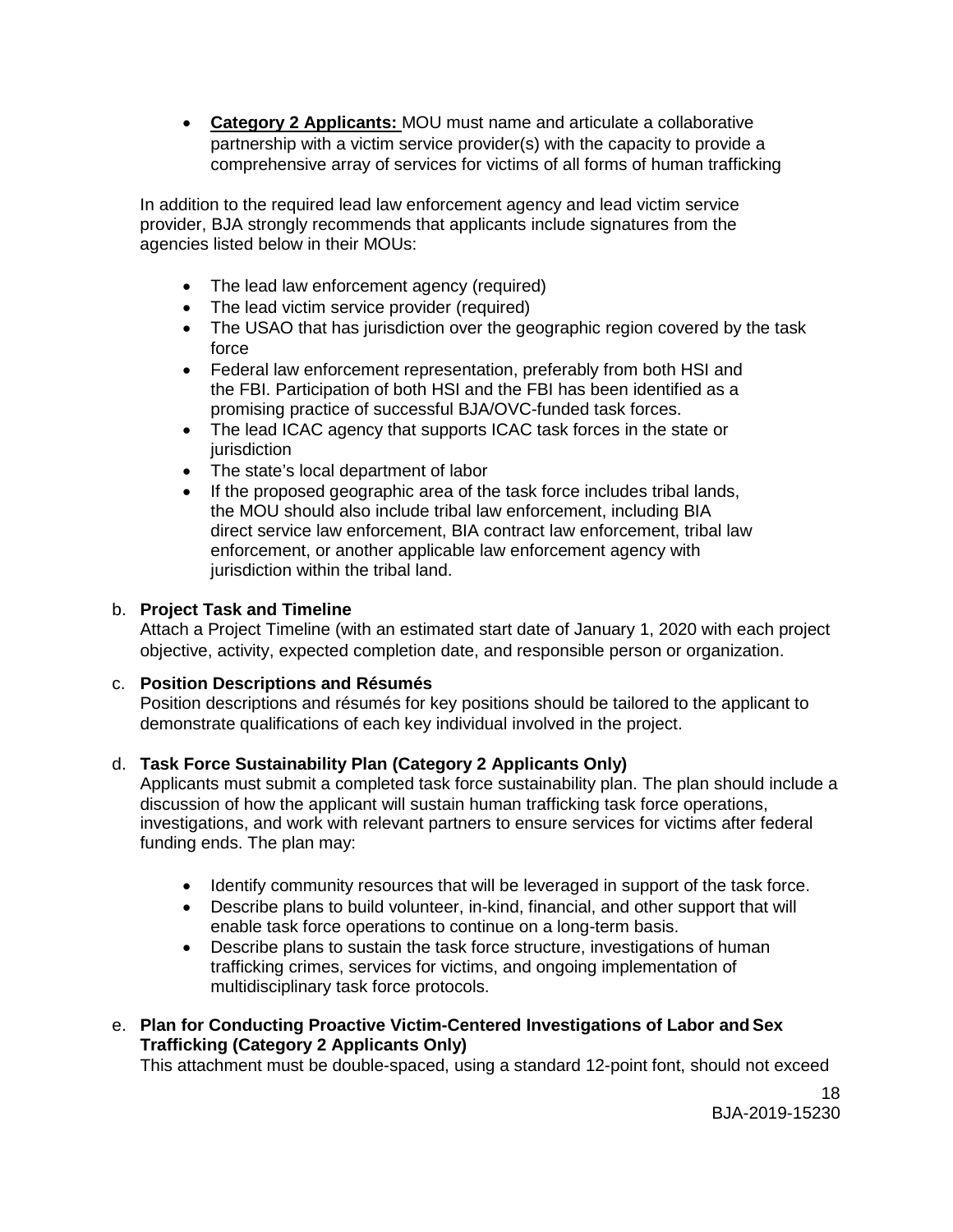- **Category 2 Applicants:** MOU must name and articulate a collaborative partnership with a victim service provider(s) with the capacity to provide a comprehensive array of services for victims of all forms of human trafficking

In addition to the required lead law enforcement agency and lead victim service provider, BJA strongly recommends that applicants include signatures from the agencies listed below in their MOUs:

- The lead law enforcement agency (required)
- The lead victim service provider (required)
- The USAO that has jurisdiction over the geographic region covered by the task force
- Federal law enforcement representation, preferably from both HSI and the FBI. Participation of both HSI and the FBI has been identified as a promising practice of successful BJA/OVC-funded task forces.
- The lead ICAC agency that supports ICAC task forces in the state or jurisdiction
- The state's local department of labor
- If the proposed geographic area of the task force includes tribal lands, the MOU should also include tribal law enforcement, including BIA direct service law enforcement, BIA contract law enforcement, tribal law enforcement, or another applicable law enforcement agency with jurisdiction within the tribal land.

b. **Project Task and Timeline**
Attach a Project Timeline (with an estimated start date of January 1, 2020 with each project objective, activity, expected completion date, and responsible person or organization.

c. **Position Descriptions and Résumés**
Position descriptions and résumés for key positions should be tailored to the applicant to demonstrate qualifications of each key individual involved in the project.

d. **Task Force Sustainability Plan (Category 2 Applicants Only)**
Applicants must submit a completed task force sustainability plan. The plan should include a discussion of how the applicant will sustain human trafficking task force operations, investigations, and work with relevant partners to ensure services for victims after federal funding ends. The plan may:

- Identify community resources that will be leveraged in support of the task force.
- Describe plans to build volunteer, in-kind, financial, and other support that will enable task force operations to continue on a long-term basis.
- Describe plans to sustain the task force structure, investigations of human trafficking crimes, services for victims, and ongoing implementation of multidisciplinary task force protocols.

e. **Plan for Conducting Proactive Victim-Centered Investigations of Labor and Sex Trafficking (Category 2 Applicants Only)**
This attachment must be double-spaced, using a standard 12-point font, should not exceed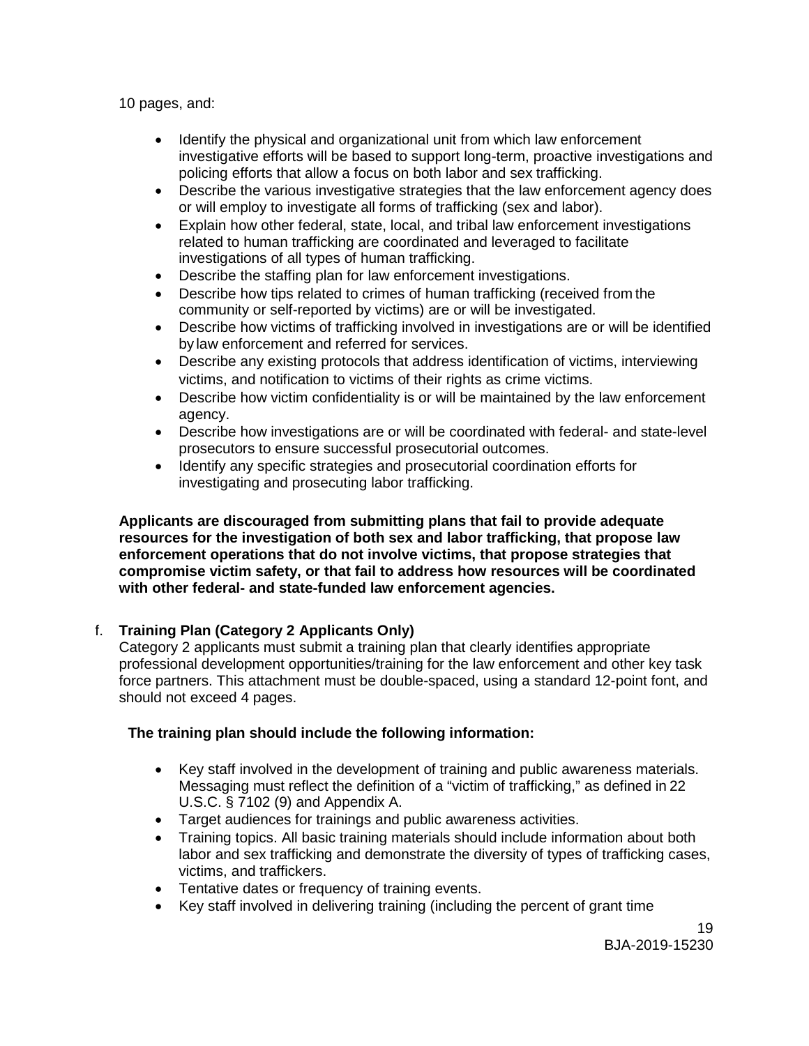10 pages, and:

- Identify the physical and organizational unit from which law enforcement investigative efforts will be based to support long-term, proactive investigations and policing efforts that allow a focus on both labor and sex trafficking.
- Describe the various investigative strategies that the law enforcement agency does or will employ to investigate all forms of trafficking (sex and labor).
- Explain how other federal, state, local, and tribal law enforcement investigations related to human trafficking are coordinated and leveraged to facilitate investigations of all types of human trafficking.
- Describe the staffing plan for law enforcement investigations.
- Describe how tips related to crimes of human trafficking (received from the community or self-reported by victims) are or will be investigated.
- Describe how victims of trafficking involved in investigations are or will be identified by law enforcement and referred for services.
- Describe any existing protocols that address identification of victims, interviewing victims, and notification to victims of their rights as crime victims.
- Describe how victim confidentiality is or will be maintained by the law enforcement agency.
- Describe how investigations are or will be coordinated with federal- and state-level prosecutors to ensure successful prosecutorial outcomes.
- Identify any specific strategies and prosecutorial coordination efforts for investigating and prosecuting labor trafficking.

**Applicants are discouraged from submitting plans that fail to provide adequate resources for the investigation of both sex and labor trafficking, that propose law enforcement operations that do not involve victims, that propose strategies that compromise victim safety, or that fail to address how resources will be coordinated with other federal- and state-funded law enforcement agencies.**

f. **Training Plan (Category 2 Applicants Only)**

Category 2 applicants must submit a training plan that clearly identifies appropriate professional development opportunities/training for the law enforcement and other key task force partners. This attachment must be double-spaced, using a standard 12-point font, and should not exceed 4 pages.

**The training plan should include the following information:**

- Key staff involved in the development of training and public awareness materials. Messaging must reflect the definition of a "victim of trafficking," as defined in 22 U.S.C. § 7102 (9) and Appendix A.
- Target audiences for trainings and public awareness activities.
- Training topics. All basic training materials should include information about both labor and sex trafficking and demonstrate the diversity of types of trafficking cases, victims, and traffickers.
- Tentative dates or frequency of training events.
- Key staff involved in delivering training (including the percent of grant time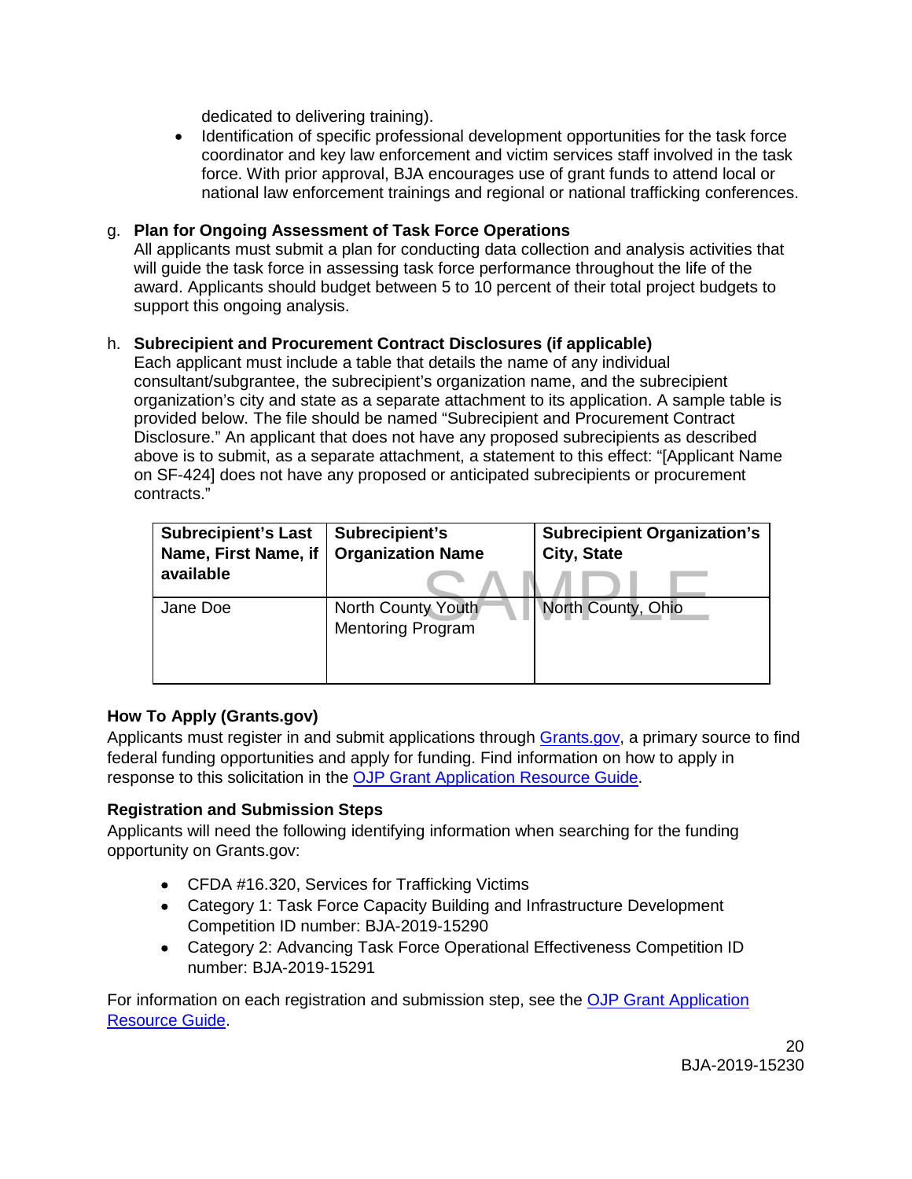dedicated to delivering training).

- Identification of specific professional development opportunities for the task force coordinator and key law enforcement and victim services staff involved in the task force. With prior approval, BJA encourages use of grant funds to attend local or national law enforcement trainings and regional or national trafficking conferences.

g. **Plan for Ongoing Assessment of Task Force Operations**
All applicants must submit a plan for conducting data collection and analysis activities that will guide the task force in assessing task force performance throughout the life of the award. Applicants should budget between 5 to 10 percent of their total project budgets to support this ongoing analysis.

h. **Subrecipient and Procurement Contract Disclosures (if applicable)**
Each applicant must include a table that details the name of any individual consultant/subgrantee, the subrecipient's organization name, and the subrecipient organization's city and state as a separate attachment to its application. A sample table is provided below. The file should be named "Subrecipient and Procurement Contract Disclosure." An applicant that does not have any proposed subrecipients as described above is to submit, as a separate attachment, a statement to this effect: "[Applicant Name on SF-424] does not have any proposed or anticipated subrecipients or procurement contracts."

| Subrecipient's Last Name, First Name, if available | Subrecipient's Organization Name | Subrecipient Organization's City, State |
|---|---|---|
| Jane Doe | North County Youth Mentoring Program | North County, Ohio |

SAMPLE

**How To Apply (Grants.gov)**

Applicants must register in and submit applications through Grants.gov, a primary source to find federal funding opportunities and apply for funding. Find information on how to apply in response to this solicitation in the OJP Grant Application Resource Guide.

**Registration and Submission Steps**

Applicants will need the following identifying information when searching for the funding opportunity on Grants.gov:

- CFDA #16.320, Services for Trafficking Victims
- Category 1: Task Force Capacity Building and Infrastructure Development Competition ID number: BJA-2019-15290
- Category 2: Advancing Task Force Operational Effectiveness Competition ID number: BJA-2019-15291

For information on each registration and submission step, see the OJP Grant Application Resource Guide.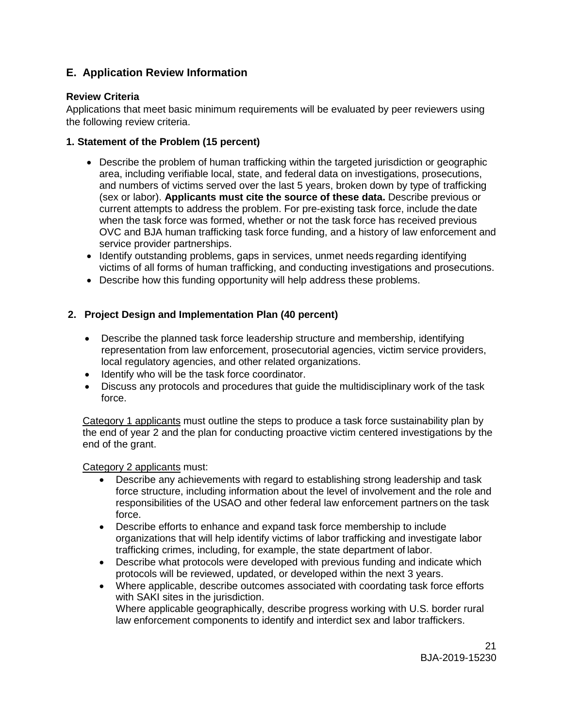## E. Application Review Information

### Review Criteria

Applications that meet basic minimum requirements will be evaluated by peer reviewers using the following review criteria.

#### 1. Statement of the Problem (15 percent)

- Describe the problem of human trafficking within the targeted jurisdiction or geographic area, including verifiable local, state, and federal data on investigations, prosecutions, and numbers of victims served over the last 5 years, broken down by type of trafficking (sex or labor). **Applicants must cite the source of these data.** Describe previous or current attempts to address the problem. For pre-existing task force, include the date when the task force was formed, whether or not the task force has received previous OVC and BJA human trafficking task force funding, and a history of law enforcement and service provider partnerships.
- Identify outstanding problems, gaps in services, unmet needs regarding identifying victims of all forms of human trafficking, and conducting investigations and prosecutions.
- Describe how this funding opportunity will help address these problems.

#### 2. Project Design and Implementation Plan (40 percent)

- Describe the planned task force leadership structure and membership, identifying representation from law enforcement, prosecutorial agencies, victim service providers, local regulatory agencies, and other related organizations.
- Identify who will be the task force coordinator.
- Discuss any protocols and procedures that guide the multidisciplinary work of the task force.

Category 1 applicants must outline the steps to produce a task force sustainability plan by the end of year 2 and the plan for conducting proactive victim centered investigations by the end of the grant.

Category 2 applicants must:

- Describe any achievements with regard to establishing strong leadership and task force structure, including information about the level of involvement and the role and responsibilities of the USAO and other federal law enforcement partners on the task force.
- Describe efforts to enhance and expand task force membership to include organizations that will help identify victims of labor trafficking and investigate labor trafficking crimes, including, for example, the state department of labor.
- Describe what protocols were developed with previous funding and indicate which protocols will be reviewed, updated, or developed within the next 3 years.
- Where applicable, describe outcomes associated with coordating task force efforts with SAKI sites in the jurisdiction.
  Where applicable geographically, describe progress working with U.S. border rural law enforcement components to identify and interdict sex and labor traffickers.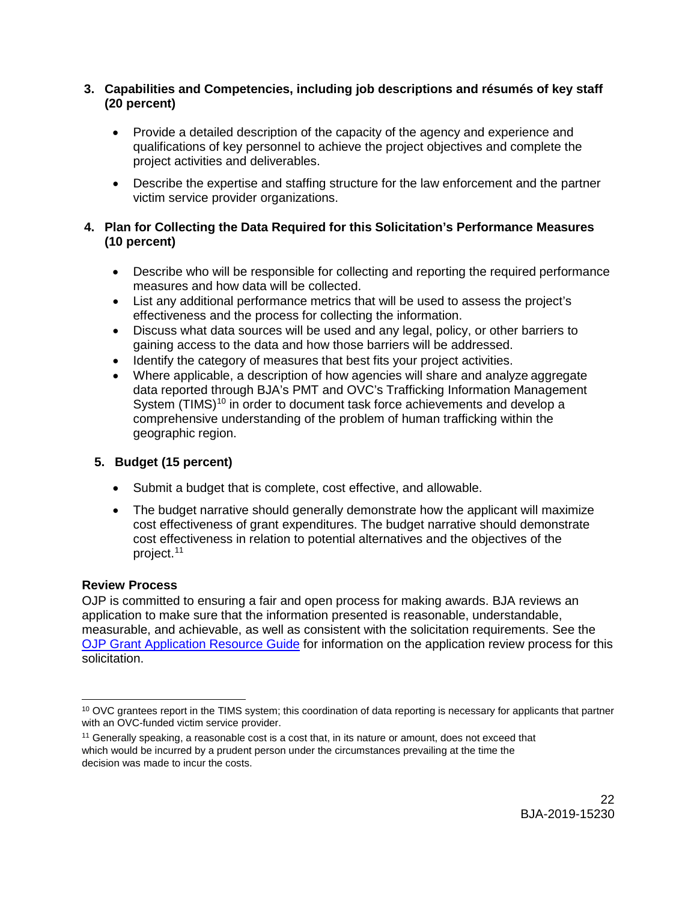**3. Capabilities and Competencies, including job descriptions and résumés of key staff (20 percent)**

- Provide a detailed description of the capacity of the agency and experience and qualifications of key personnel to achieve the project objectives and complete the project activities and deliverables.
- Describe the expertise and staffing structure for the law enforcement and the partner victim service provider organizations.

**4. Plan for Collecting the Data Required for this Solicitation's Performance Measures (10 percent)**

- Describe who will be responsible for collecting and reporting the required performance measures and how data will be collected.
- List any additional performance metrics that will be used to assess the project's effectiveness and the process for collecting the information.
- Discuss what data sources will be used and any legal, policy, or other barriers to gaining access to the data and how those barriers will be addressed.
- Identify the category of measures that best fits your project activities.
- Where applicable, a description of how agencies will share and analyze aggregate data reported through BJA's PMT and OVC's Trafficking Information Management System (TIMS)[10] in order to document task force achievements and develop a comprehensive understanding of the problem of human trafficking within the geographic region.

**5. Budget (15 percent)**

- Submit a budget that is complete, cost effective, and allowable.
- The budget narrative should generally demonstrate how the applicant will maximize cost effectiveness of grant expenditures. The budget narrative should demonstrate cost effectiveness in relation to potential alternatives and the objectives of the project.[11]

**Review Process**

OJP is committed to ensuring a fair and open process for making awards. BJA reviews an application to make sure that the information presented is reasonable, understandable, measurable, and achievable, as well as consistent with the solicitation requirements. See the OJP Grant Application Resource Guide for information on the application review process for this solicitation.

---

[10] OVC grantees report in the TIMS system; this coordination of data reporting is necessary for applicants that partner with an OVC-funded victim service provider.

[11] Generally speaking, a reasonable cost is a cost that, in its nature or amount, does not exceed that which would be incurred by a prudent person under the circumstances prevailing at the time the decision was made to incur the costs.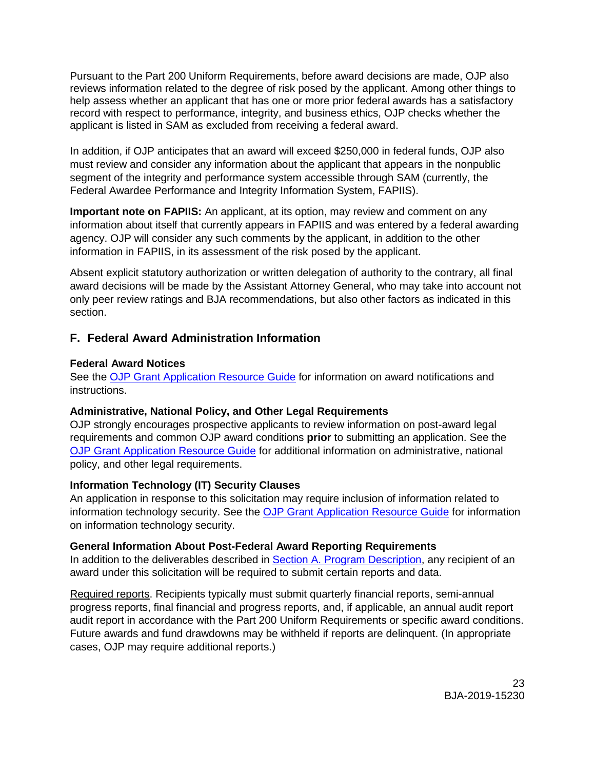Pursuant to the Part 200 Uniform Requirements, before award decisions are made, OJP also reviews information related to the degree of risk posed by the applicant. Among other things to help assess whether an applicant that has one or more prior federal awards has a satisfactory record with respect to performance, integrity, and business ethics, OJP checks whether the applicant is listed in SAM as excluded from receiving a federal award.

In addition, if OJP anticipates that an award will exceed $250,000 in federal funds, OJP also must review and consider any information about the applicant that appears in the nonpublic segment of the integrity and performance system accessible through SAM (currently, the Federal Awardee Performance and Integrity Information System, FAPIIS).

**Important note on FAPIIS:** An applicant, at its option, may review and comment on any information about itself that currently appears in FAPIIS and was entered by a federal awarding agency. OJP will consider any such comments by the applicant, in addition to the other information in FAPIIS, in its assessment of the risk posed by the applicant.

Absent explicit statutory authorization or written delegation of authority to the contrary, all final award decisions will be made by the Assistant Attorney General, who may take into account not only peer review ratings and BJA recommendations, but also other factors as indicated in this section.

## F. Federal Award Administration Information

**Federal Award Notices**
See the OJP Grant Application Resource Guide for information on award notifications and instructions.

**Administrative, National Policy, and Other Legal Requirements**
OJP strongly encourages prospective applicants to review information on post-award legal requirements and common OJP award conditions **prior** to submitting an application. See the OJP Grant Application Resource Guide for additional information on administrative, national policy, and other legal requirements.

**Information Technology (IT) Security Clauses**
An application in response to this solicitation may require inclusion of information related to information technology security. See the OJP Grant Application Resource Guide for information on information technology security.

**General Information About Post-Federal Award Reporting Requirements**
In addition to the deliverables described in Section A. Program Description, any recipient of an award under this solicitation will be required to submit certain reports and data.

Required reports. Recipients typically must submit quarterly financial reports, semi-annual progress reports, final financial and progress reports, and, if applicable, an annual audit report audit report in accordance with the Part 200 Uniform Requirements or specific award conditions. Future awards and fund drawdowns may be withheld if reports are delinquent. (In appropriate cases, OJP may require additional reports.)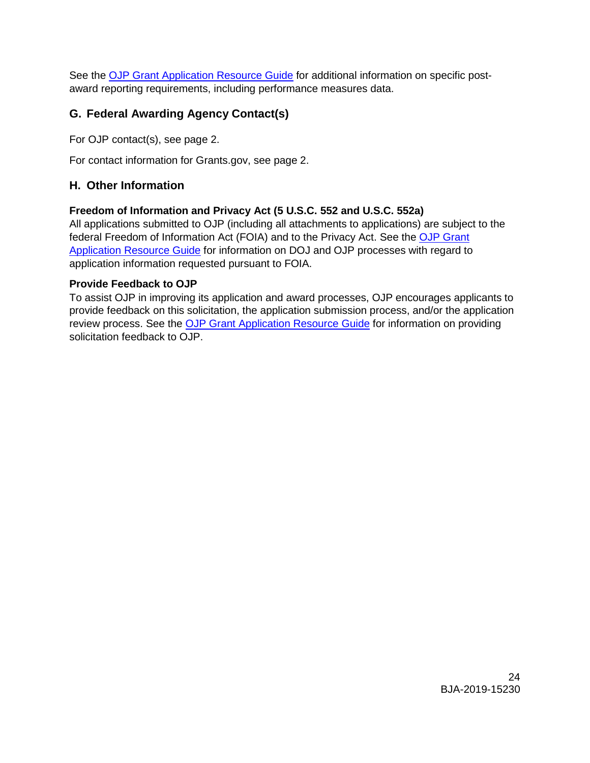See the [OJP Grant Application Resource Guide] for additional information on specific post-award reporting requirements, including performance measures data.

## G. Federal Awarding Agency Contact(s)

For OJP contact(s), see page 2.

For contact information for Grants.gov, see page 2.

## H. Other Information

**Freedom of Information and Privacy Act (5 U.S.C. 552 and U.S.C. 552a)**
All applications submitted to OJP (including all attachments to applications) are subject to the federal Freedom of Information Act (FOIA) and to the Privacy Act. See the OJP Grant Application Resource Guide for information on DOJ and OJP processes with regard to application information requested pursuant to FOIA.

**Provide Feedback to OJP**
To assist OJP in improving its application and award processes, OJP encourages applicants to provide feedback on this solicitation, the application submission process, and/or the application review process. See the OJP Grant Application Resource Guide for information on providing solicitation feedback to OJP.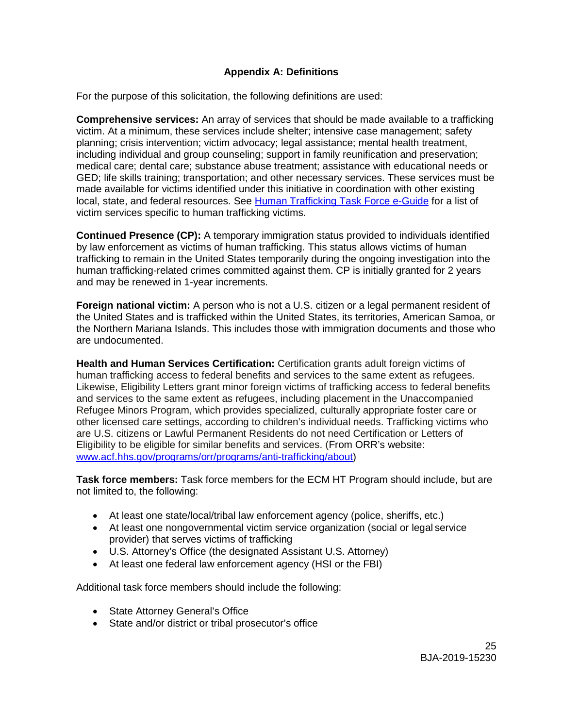## Appendix A: Definitions

For the purpose of this solicitation, the following definitions are used:

**Comprehensive services:** An array of services that should be made available to a trafficking victim. At a minimum, these services include shelter; intensive case management; safety planning; crisis intervention; victim advocacy; legal assistance; mental health treatment, including individual and group counseling; support in family reunification and preservation; medical care; dental care; substance abuse treatment; assistance with educational needs or GED; life skills training; transportation; and other necessary services. These services must be made available for victims identified under this initiative in coordination with other existing local, state, and federal resources. See [Human Trafficking Task Force e-Guide]() for a list of victim services specific to human trafficking victims.

**Continued Presence (CP):** A temporary immigration status provided to individuals identified by law enforcement as victims of human trafficking. This status allows victims of human trafficking to remain in the United States temporarily during the ongoing investigation into the human trafficking-related crimes committed against them. CP is initially granted for 2 years and may be renewed in 1-year increments.

**Foreign national victim:** A person who is not a U.S. citizen or a legal permanent resident of the United States and is trafficked within the United States, its territories, American Samoa, or the Northern Mariana Islands. This includes those with immigration documents and those who are undocumented.

**Health and Human Services Certification:** Certification grants adult foreign victims of human trafficking access to federal benefits and services to the same extent as refugees. Likewise, Eligibility Letters grant minor foreign victims of trafficking access to federal benefits and services to the same extent as refugees, including placement in the Unaccompanied Refugee Minors Program, which provides specialized, culturally appropriate foster care or other licensed care settings, according to children's individual needs. Trafficking victims who are U.S. citizens or Lawful Permanent Residents do not need Certification or Letters of Eligibility to be eligible for similar benefits and services. (From ORR's website: [www.acf.hhs.gov/programs/orr/programs/anti-trafficking/about](www.acf.hhs.gov/programs/orr/programs/anti-trafficking/about))

**Task force members:** Task force members for the ECM HT Program should include, but are not limited to, the following:

- At least one state/local/tribal law enforcement agency (police, sheriffs, etc.)
- At least one nongovernmental victim service organization (social or legal service provider) that serves victims of trafficking
- U.S. Attorney's Office (the designated Assistant U.S. Attorney)
- At least one federal law enforcement agency (HSI or the FBI)

Additional task force members should include the following:

- State Attorney General's Office
- State and/or district or tribal prosecutor's office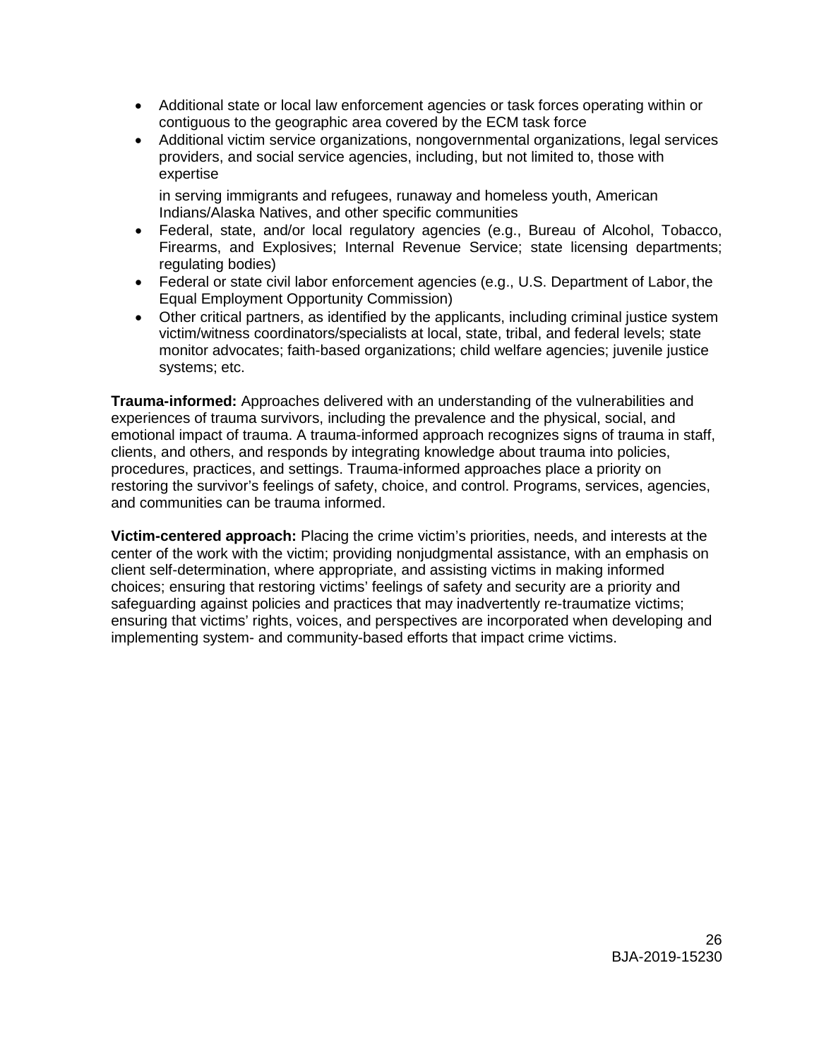- Additional state or local law enforcement agencies or task forces operating within or contiguous to the geographic area covered by the ECM task force
- Additional victim service organizations, nongovernmental organizations, legal services providers, and social service agencies, including, but not limited to, those with expertise

  in serving immigrants and refugees, runaway and homeless youth, American Indians/Alaska Natives, and other specific communities
- Federal, state, and/or local regulatory agencies (e.g., Bureau of Alcohol, Tobacco, Firearms, and Explosives; Internal Revenue Service; state licensing departments; regulating bodies)
- Federal or state civil labor enforcement agencies (e.g., U.S. Department of Labor, the Equal Employment Opportunity Commission)
- Other critical partners, as identified by the applicants, including criminal justice system victim/witness coordinators/specialists at local, state, tribal, and federal levels; state monitor advocates; faith-based organizations; child welfare agencies; juvenile justice systems; etc.

**Trauma-informed:** Approaches delivered with an understanding of the vulnerabilities and experiences of trauma survivors, including the prevalence and the physical, social, and emotional impact of trauma. A trauma-informed approach recognizes signs of trauma in staff, clients, and others, and responds by integrating knowledge about trauma into policies, procedures, practices, and settings. Trauma-informed approaches place a priority on restoring the survivor's feelings of safety, choice, and control. Programs, services, agencies, and communities can be trauma informed.

**Victim-centered approach:** Placing the crime victim's priorities, needs, and interests at the center of the work with the victim; providing nonjudgmental assistance, with an emphasis on client self-determination, where appropriate, and assisting victims in making informed choices; ensuring that restoring victims' feelings of safety and security are a priority and safeguarding against policies and practices that may inadvertently re-traumatize victims; ensuring that victims' rights, voices, and perspectives are incorporated when developing and implementing system- and community-based efforts that impact crime victims.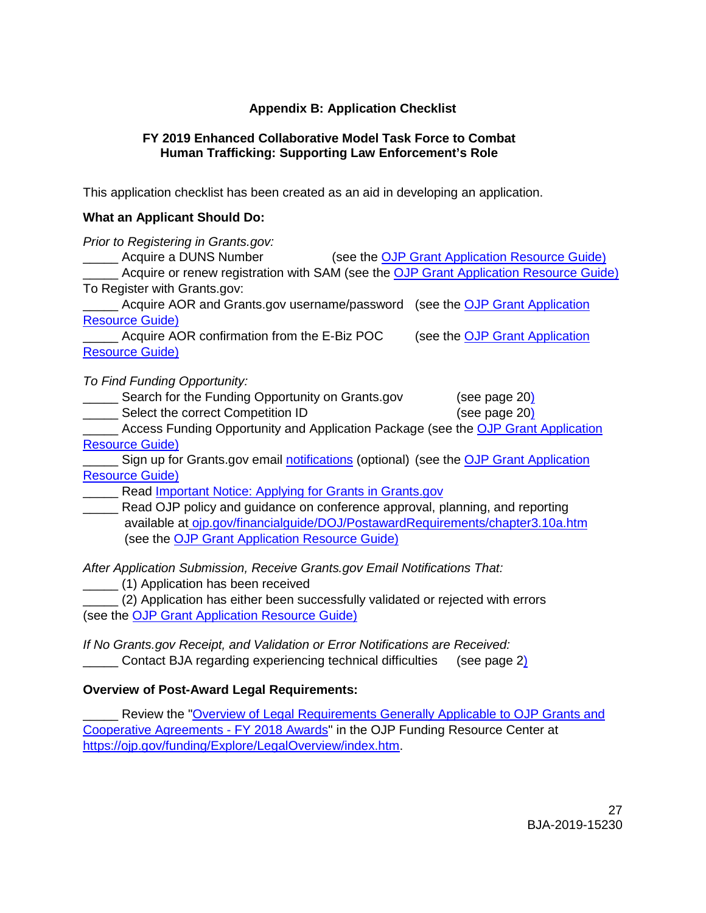## Appendix B: Application Checklist

### FY 2019 Enhanced Collaborative Model Task Force to Combat Human Trafficking: Supporting Law Enforcement's Role

This application checklist has been created as an aid in developing an application.

**What an Applicant Should Do:**

*Prior to Registering in Grants.gov:*

_____ Acquire a DUNS Number (see the OJP Grant Application Resource Guide)
_____ Acquire or renew registration with SAM (see the OJP Grant Application Resource Guide)

To Register with Grants.gov:

_____ Acquire AOR and Grants.gov username/password (see the OJP Grant Application Resource Guide)
_____ Acquire AOR confirmation from the E-Biz POC (see the OJP Grant Application Resource Guide)

*To Find Funding Opportunity:*

_____ Search for the Funding Opportunity on Grants.gov (see page 20)
_____ Select the correct Competition ID (see page 20)
_____ Access Funding Opportunity and Application Package (see the OJP Grant Application Resource Guide)
_____ Sign up for Grants.gov email notifications (optional) (see the OJP Grant Application Resource Guide)
_____ Read Important Notice: Applying for Grants in Grants.gov
_____ Read OJP policy and guidance on conference approval, planning, and reporting available at ojp.gov/financialguide/DOJ/PostawardRequirements/chapter3.10a.htm (see the OJP Grant Application Resource Guide)

*After Application Submission, Receive Grants.gov Email Notifications That:*

_____ (1) Application has been received
_____ (2) Application has either been successfully validated or rejected with errors
(see the OJP Grant Application Resource Guide)

*If No Grants.gov Receipt, and Validation or Error Notifications are Received:*

_____ Contact BJA regarding experiencing technical difficulties (see page 2)

**Overview of Post-Award Legal Requirements:**

_____ Review the "Overview of Legal Requirements Generally Applicable to OJP Grants and Cooperative Agreements - FY 2018 Awards" in the OJP Funding Resource Center at https://ojp.gov/funding/Explore/LegalOverview/index.htm.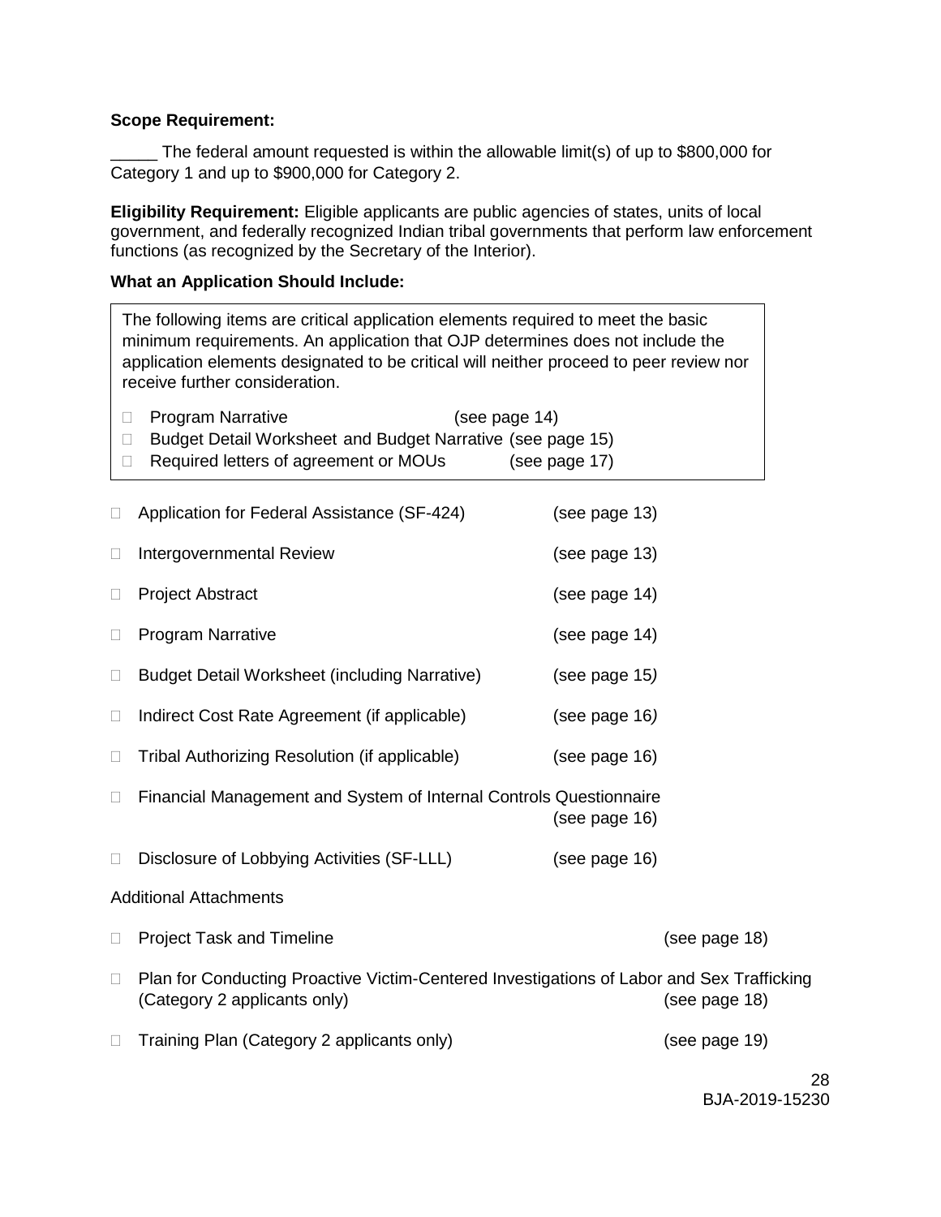**Scope Requirement:**

_____ The federal amount requested is within the allowable limit(s) of up to $800,000 for Category 1 and up to $900,000 for Category 2.

**Eligibility Requirement:** Eligible applicants are public agencies of states, units of local government, and federally recognized Indian tribal governments that perform law enforcement functions (as recognized by the Secretary of the Interior).

**What an Application Should Include:**

> The following items are critical application elements required to meet the basic minimum requirements. An application that OJP determines does not include the application elements designated to be critical will neither proceed to peer review nor receive further consideration.
>
> - ☐ Program Narrative (see page 14)
> - ☐ Budget Detail Worksheet and Budget Narrative (see page 15)
> - ☐ Required letters of agreement or MOUs (see page 17)

- ☐ Application for Federal Assistance (SF-424) (see page 13)
- ☐ Intergovernmental Review (see page 13)
- ☐ Project Abstract (see page 14)
- ☐ Program Narrative (see page 14)
- ☐ Budget Detail Worksheet (including Narrative) (see page 15)
- ☐ Indirect Cost Rate Agreement (if applicable) (see page 16)
- ☐ Tribal Authorizing Resolution (if applicable) (see page 16)
- ☐ Financial Management and System of Internal Controls Questionnaire (see page 16)
- ☐ Disclosure of Lobbying Activities (SF-LLL) (see page 16)

Additional Attachments

- ☐ Project Task and Timeline (see page 18)
- ☐ Plan for Conducting Proactive Victim-Centered Investigations of Labor and Sex Trafficking (Category 2 applicants only) (see page 18)
- ☐ Training Plan (Category 2 applicants only) (see page 19)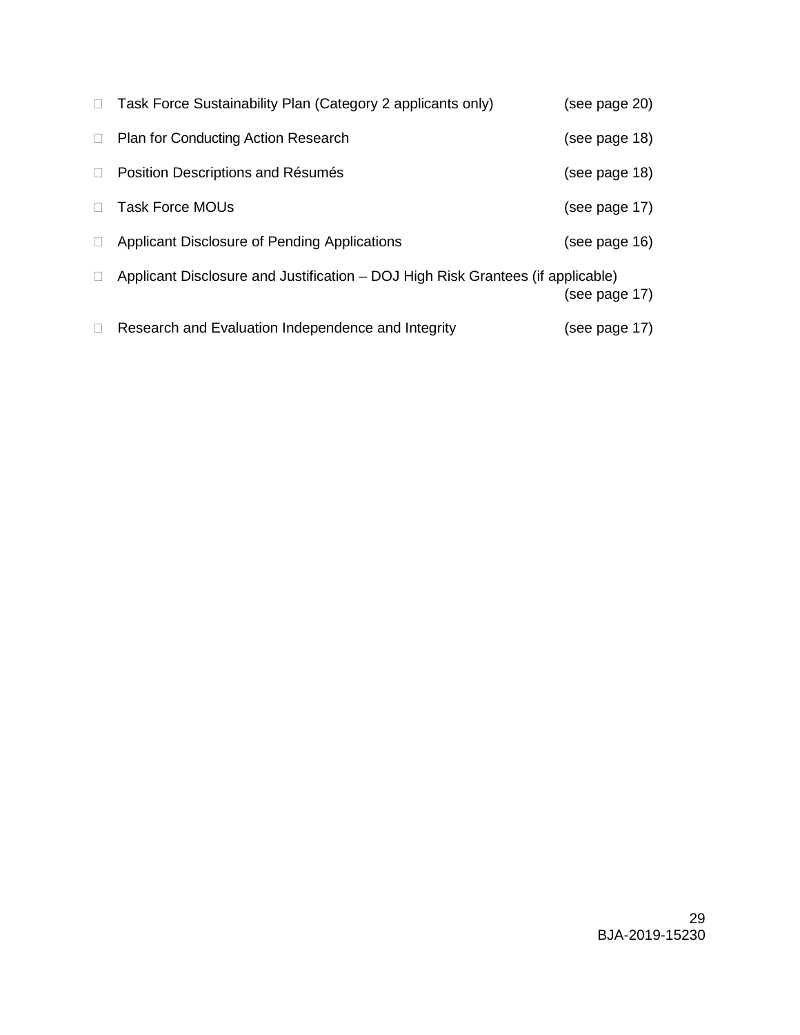- Task Force Sustainability Plan (Category 2 applicants only) (see page 20)
- Plan for Conducting Action Research (see page 18)
- Position Descriptions and Résumés (see page 18)
- Task Force MOUs (see page 17)
- Applicant Disclosure of Pending Applications (see page 16)
- Applicant Disclosure and Justification – DOJ High Risk Grantees (if applicable) (see page 17)
- Research and Evaluation Independence and Integrity (see page 17)